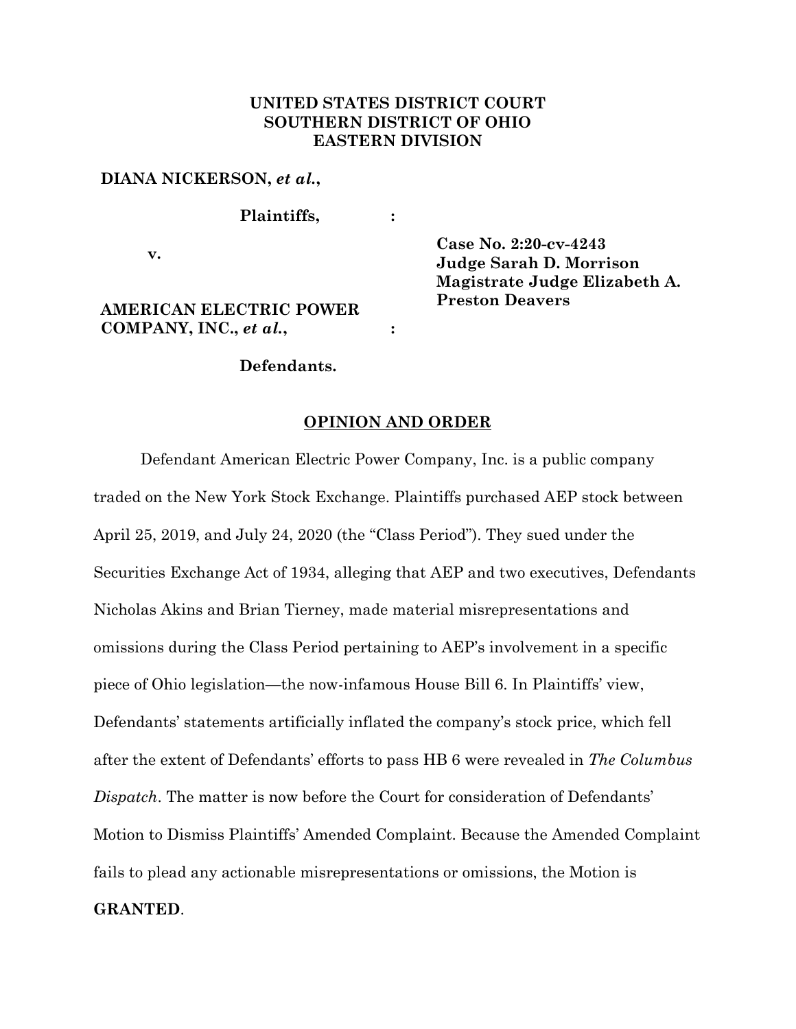**UNITED STATES DISTRICT COURT**
**SOUTHERN DISTRICT OF OHIO**
**EASTERN DIVISION**

**DIANA NICKERSON, *et al.*,**

**Plaintiffs,** :

**v.**

**AMERICAN ELECTRIC POWER COMPANY, INC., *et al.*,** :

**Defendants.**

**Case No. 2:20-cv-4243**
**Judge Sarah D. Morrison**
**Magistrate Judge Elizabeth A. Preston Deavers**

## OPINION AND ORDER

Defendant American Electric Power Company, Inc. is a public company traded on the New York Stock Exchange. Plaintiffs purchased AEP stock between April 25, 2019, and July 24, 2020 (the "Class Period"). They sued under the Securities Exchange Act of 1934, alleging that AEP and two executives, Defendants Nicholas Akins and Brian Tierney, made material misrepresentations and omissions during the Class Period pertaining to AEP's involvement in a specific piece of Ohio legislation—the now-infamous House Bill 6. In Plaintiffs' view, Defendants' statements artificially inflated the company's stock price, which fell after the extent of Defendants' efforts to pass HB 6 were revealed in *The Columbus Dispatch*. The matter is now before the Court for consideration of Defendants' Motion to Dismiss Plaintiffs' Amended Complaint. Because the Amended Complaint fails to plead any actionable misrepresentations or omissions, the Motion is **GRANTED**.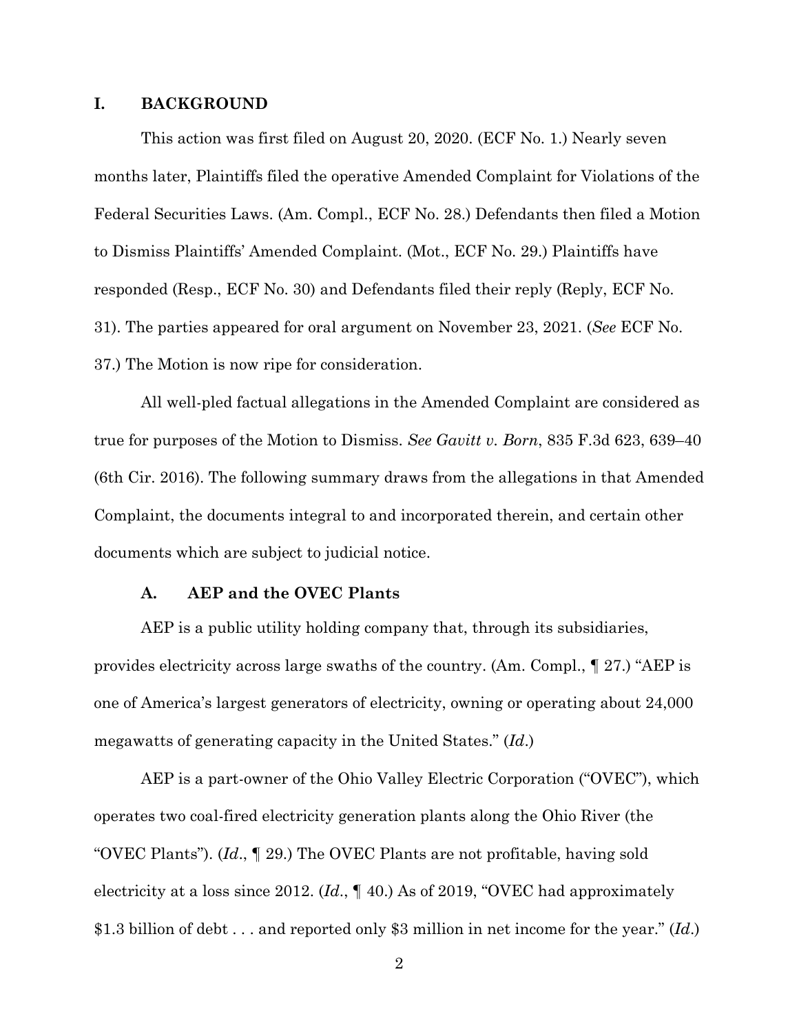## I. BACKGROUND

This action was first filed on August 20, 2020. (ECF No. 1.) Nearly seven months later, Plaintiffs filed the operative Amended Complaint for Violations of the Federal Securities Laws. (Am. Compl., ECF No. 28.) Defendants then filed a Motion to Dismiss Plaintiffs' Amended Complaint. (Mot., ECF No. 29.) Plaintiffs have responded (Resp., ECF No. 30) and Defendants filed their reply (Reply, ECF No. 31). The parties appeared for oral argument on November 23, 2021. (*See* ECF No. 37.) The Motion is now ripe for consideration.

All well-pled factual allegations in the Amended Complaint are considered as true for purposes of the Motion to Dismiss. *See Gavitt v. Born*, 835 F.3d 623, 639–40 (6th Cir. 2016). The following summary draws from the allegations in that Amended Complaint, the documents integral to and incorporated therein, and certain other documents which are subject to judicial notice.

### A. AEP and the OVEC Plants

AEP is a public utility holding company that, through its subsidiaries, provides electricity across large swaths of the country. (Am. Compl., ¶ 27.) "AEP is one of America's largest generators of electricity, owning or operating about 24,000 megawatts of generating capacity in the United States." (*Id.*)

AEP is a part-owner of the Ohio Valley Electric Corporation ("OVEC"), which operates two coal-fired electricity generation plants along the Ohio River (the "OVEC Plants"). (*Id.*, ¶ 29.) The OVEC Plants are not profitable, having sold electricity at a loss since 2012. (*Id.*, ¶ 40.) As of 2019, "OVEC had approximately $1.3 billion of debt . . . and reported only $3 million in net income for the year." (*Id.*)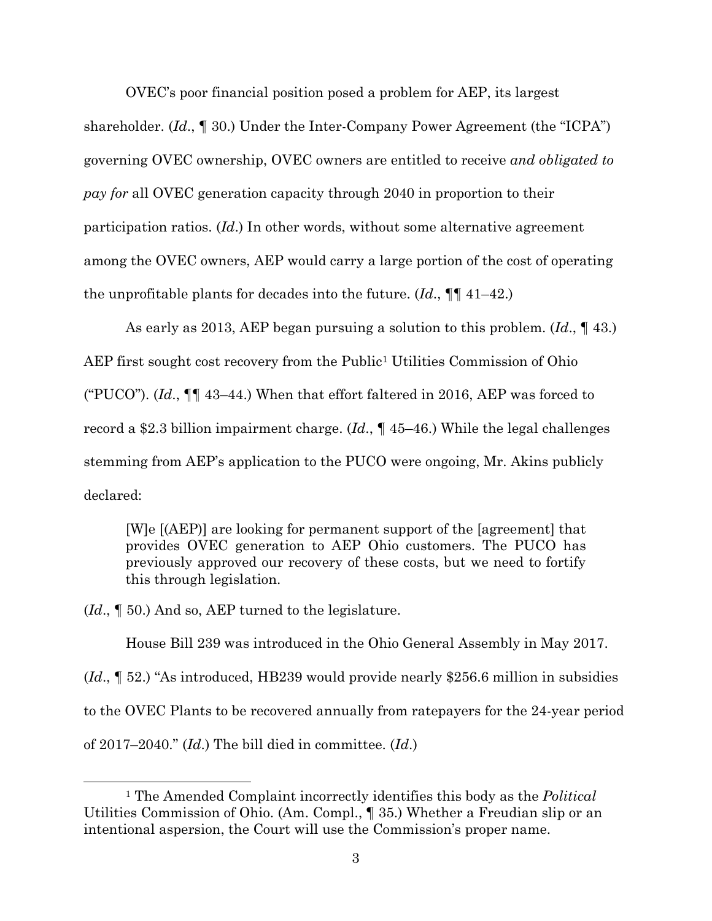OVEC's poor financial position posed a problem for AEP, its largest shareholder. (*Id.*, ¶ 30.) Under the Inter-Company Power Agreement (the "ICPA") governing OVEC ownership, OVEC owners are entitled to receive *and obligated to pay for* all OVEC generation capacity through 2040 in proportion to their participation ratios. (*Id.*) In other words, without some alternative agreement among the OVEC owners, AEP would carry a large portion of the cost of operating the unprofitable plants for decades into the future. (*Id.*, ¶¶ 41–42.)

As early as 2013, AEP began pursuing a solution to this problem. (*Id.*, ¶ 43.) AEP first sought cost recovery from the Public[1] Utilities Commission of Ohio ("PUCO"). (*Id.*, ¶¶ 43–44.) When that effort faltered in 2016, AEP was forced to record a $2.3 billion impairment charge. (*Id.*, ¶ 45–46.) While the legal challenges stemming from AEP's application to the PUCO were ongoing, Mr. Akins publicly declared:

> [W]e [(AEP)] are looking for permanent support of the [agreement] that provides OVEC generation to AEP Ohio customers. The PUCO has previously approved our recovery of these costs, but we need to fortify this through legislation.

(*Id.*, ¶ 50.) And so, AEP turned to the legislature.

House Bill 239 was introduced in the Ohio General Assembly in May 2017. (*Id.*, ¶ 52.) "As introduced, HB239 would provide nearly $256.6 million in subsidies to the OVEC Plants to be recovered annually from ratepayers for the 24-year period of 2017–2040." (*Id.*) The bill died in committee. (*Id.*)

[1] The Amended Complaint incorrectly identifies this body as the *Political* Utilities Commission of Ohio. (Am. Compl., ¶ 35.) Whether a Freudian slip or an intentional aspersion, the Court will use the Commission's proper name.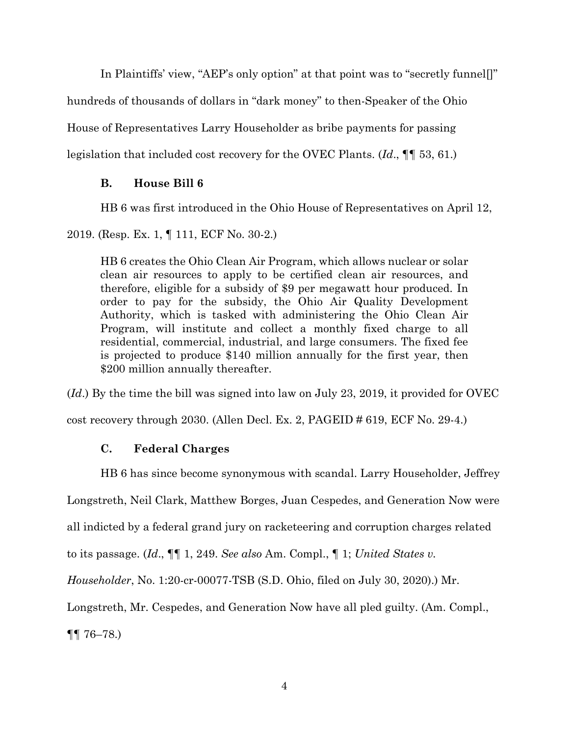In Plaintiffs' view, "AEP's only option" at that point was to "secretly funnel[]" hundreds of thousands of dollars in "dark money" to then-Speaker of the Ohio House of Representatives Larry Householder as bribe payments for passing legislation that included cost recovery for the OVEC Plants. (*Id*., ¶¶ 53, 61.)

### B. House Bill 6

HB 6 was first introduced in the Ohio House of Representatives on April 12, 2019. (Resp. Ex. 1, ¶ 111, ECF No. 30-2.)

> HB 6 creates the Ohio Clean Air Program, which allows nuclear or solar clean air resources to apply to be certified clean air resources, and therefore, eligible for a subsidy of $9 per megawatt hour produced. In order to pay for the subsidy, the Ohio Air Quality Development Authority, which is tasked with administering the Ohio Clean Air Program, will institute and collect a monthly fixed charge to all residential, commercial, industrial, and large consumers. The fixed fee is projected to produce $140 million annually for the first year, then $200 million annually thereafter.

(*Id*.) By the time the bill was signed into law on July 23, 2019, it provided for OVEC cost recovery through 2030. (Allen Decl. Ex. 2, PAGEID # 619, ECF No. 29-4.)

### C. Federal Charges

HB 6 has since become synonymous with scandal. Larry Householder, Jeffrey Longstreth, Neil Clark, Matthew Borges, Juan Cespedes, and Generation Now were all indicted by a federal grand jury on racketeering and corruption charges related to its passage. (*Id*., ¶¶ 1, 249. *See also* Am. Compl., ¶ 1; *United States v. Householder*, No. 1:20-cr-00077-TSB (S.D. Ohio, filed on July 30, 2020).) Mr. Longstreth, Mr. Cespedes, and Generation Now have all pled guilty. (Am. Compl., ¶¶ 76–78.)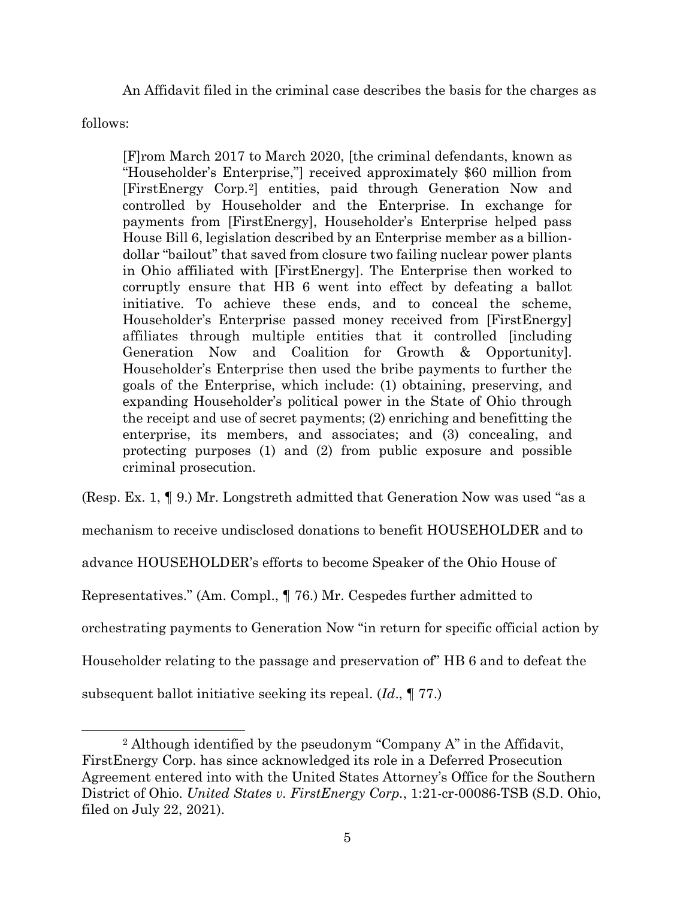An Affidavit filed in the criminal case describes the basis for the charges as follows:

> [F]rom March 2017 to March 2020, [the criminal defendants, known as "Householder's Enterprise,"] received approximately $60 million from [FirstEnergy Corp.[2]] entities, paid through Generation Now and controlled by Householder and the Enterprise. In exchange for payments from [FirstEnergy], Householder's Enterprise helped pass House Bill 6, legislation described by an Enterprise member as a billion-dollar "bailout" that saved from closure two failing nuclear power plants in Ohio affiliated with [FirstEnergy]. The Enterprise then worked to corruptly ensure that HB 6 went into effect by defeating a ballot initiative. To achieve these ends, and to conceal the scheme, Householder's Enterprise passed money received from [FirstEnergy] affiliates through multiple entities that it controlled [including Generation Now and Coalition for Growth & Opportunity]. Householder's Enterprise then used the bribe payments to further the goals of the Enterprise, which include: (1) obtaining, preserving, and expanding Householder's political power in the State of Ohio through the receipt and use of secret payments; (2) enriching and benefitting the enterprise, its members, and associates; and (3) concealing, and protecting purposes (1) and (2) from public exposure and possible criminal prosecution.

(Resp. Ex. 1, ¶ 9.) Mr. Longstreth admitted that Generation Now was used "as a mechanism to receive undisclosed donations to benefit HOUSEHOLDER and to advance HOUSEHOLDER's efforts to become Speaker of the Ohio House of Representatives." (Am. Compl., ¶ 76.) Mr. Cespedes further admitted to orchestrating payments to Generation Now "in return for specific official action by Householder relating to the passage and preservation of" HB 6 and to defeat the subsequent ballot initiative seeking its repeal. (*Id*., ¶ 77.)

---

[2] Although identified by the pseudonym "Company A" in the Affidavit, FirstEnergy Corp. has since acknowledged its role in a Deferred Prosecution Agreement entered into with the United States Attorney's Office for the Southern District of Ohio. *United States v. FirstEnergy Corp.*, 1:21-cr-00086-TSB (S.D. Ohio, filed on July 22, 2021).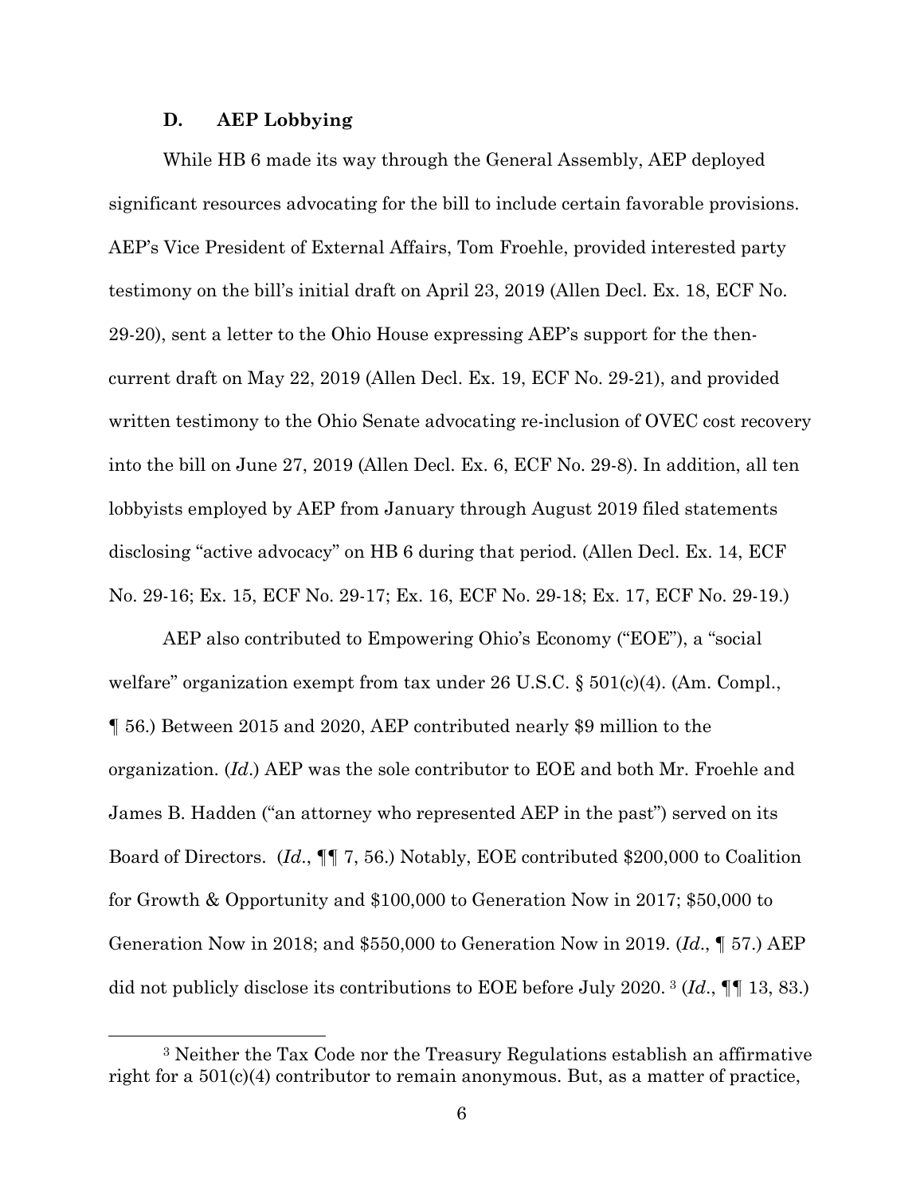### D. AEP Lobbying

While HB 6 made its way through the General Assembly, AEP deployed significant resources advocating for the bill to include certain favorable provisions. AEP's Vice President of External Affairs, Tom Froehle, provided interested party testimony on the bill's initial draft on April 23, 2019 (Allen Decl. Ex. 18, ECF No. 29-20), sent a letter to the Ohio House expressing AEP's support for the then-current draft on May 22, 2019 (Allen Decl. Ex. 19, ECF No. 29-21), and provided written testimony to the Ohio Senate advocating re-inclusion of OVEC cost recovery into the bill on June 27, 2019 (Allen Decl. Ex. 6, ECF No. 29-8). In addition, all ten lobbyists employed by AEP from January through August 2019 filed statements disclosing "active advocacy" on HB 6 during that period. (Allen Decl. Ex. 14, ECF No. 29-16; Ex. 15, ECF No. 29-17; Ex. 16, ECF No. 29-18; Ex. 17, ECF No. 29-19.)

AEP also contributed to Empowering Ohio's Economy ("EOE"), a "social welfare" organization exempt from tax under 26 U.S.C. § 501(c)(4). (Am. Compl., ¶ 56.) Between 2015 and 2020, AEP contributed nearly $9 million to the organization. (*Id.*) AEP was the sole contributor to EOE and both Mr. Froehle and James B. Hadden ("an attorney who represented AEP in the past") served on its Board of Directors. (*Id.*, ¶¶ 7, 56.) Notably, EOE contributed $200,000 to Coalition for Growth & Opportunity and $100,000 to Generation Now in 2017; $50,000 to Generation Now in 2018; and $550,000 to Generation Now in 2019. (*Id.*, ¶ 57.) AEP did not publicly disclose its contributions to EOE before July 2020. [3] (*Id.*, ¶¶ 13, 83.)

[3] Neither the Tax Code nor the Treasury Regulations establish an affirmative right for a 501(c)(4) contributor to remain anonymous. But, as a matter of practice,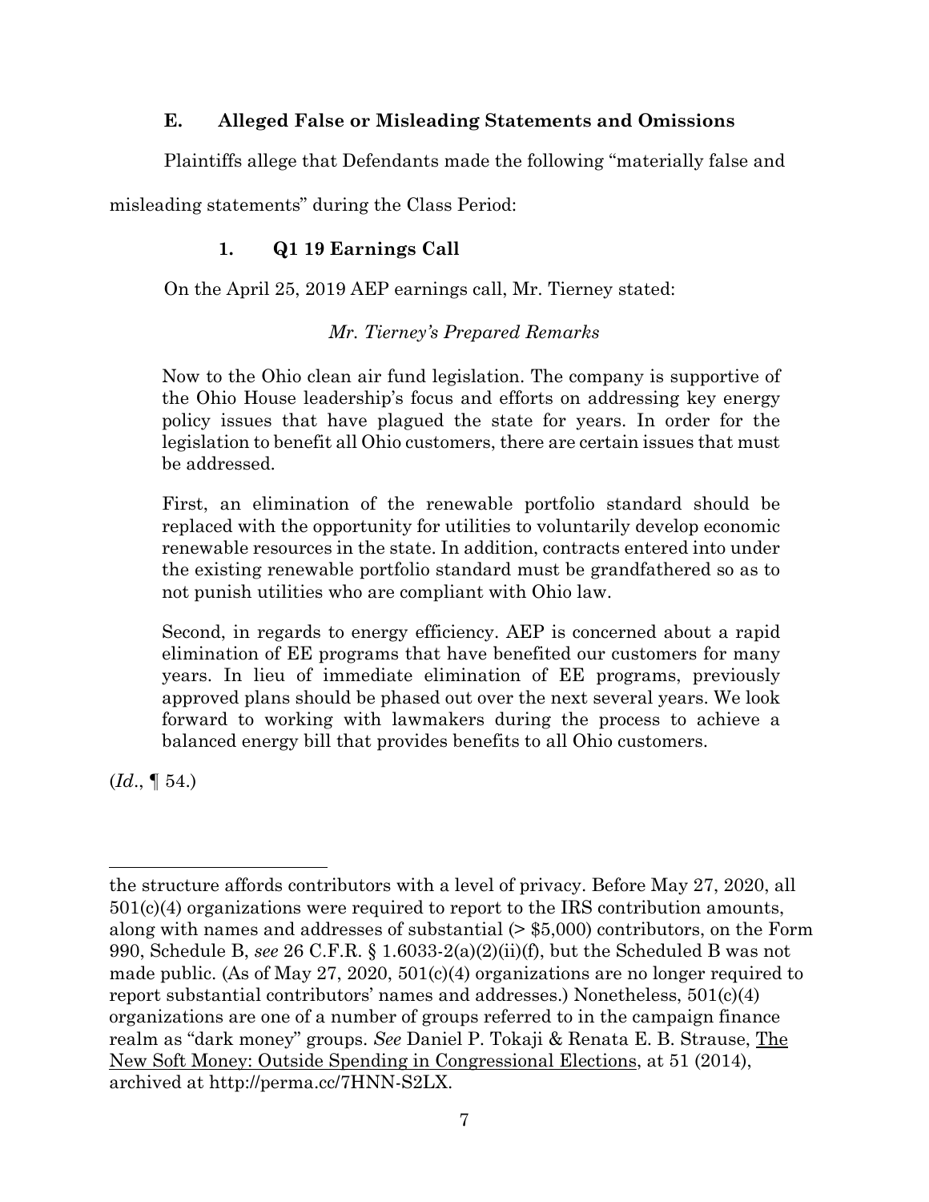### E. Alleged False or Misleading Statements and Omissions

Plaintiffs allege that Defendants made the following "materially false and misleading statements" during the Class Period:

#### 1. Q1 19 Earnings Call

On the April 25, 2019 AEP earnings call, Mr. Tierney stated:

*Mr. Tierney's Prepared Remarks*

> Now to the Ohio clean air fund legislation. The company is supportive of the Ohio House leadership's focus and efforts on addressing key energy policy issues that have plagued the state for years. In order for the legislation to benefit all Ohio customers, there are certain issues that must be addressed.
>
> First, an elimination of the renewable portfolio standard should be replaced with the opportunity for utilities to voluntarily develop economic renewable resources in the state. In addition, contracts entered into under the existing renewable portfolio standard must be grandfathered so as to not punish utilities who are compliant with Ohio law.
>
> Second, in regards to energy efficiency. AEP is concerned about a rapid elimination of EE programs that have benefited our customers for many years. In lieu of immediate elimination of EE programs, previously approved plans should be phased out over the next several years. We look forward to working with lawmakers during the process to achieve a balanced energy bill that provides benefits to all Ohio customers.

(*Id*., ¶ 54.)

---

the structure affords contributors with a level of privacy. Before May 27, 2020, all 501(c)(4) organizations were required to report to the IRS contribution amounts, along with names and addresses of substantial (> $5,000) contributors, on the Form 990, Schedule B, *see* 26 C.F.R. § 1.6033-2(a)(2)(ii)(f), but the Scheduled B was not made public. (As of May 27, 2020, 501(c)(4) organizations are no longer required to report substantial contributors' names and addresses.) Nonetheless, 501(c)(4) organizations are one of a number of groups referred to in the campaign finance realm as "dark money" groups. *See* Daniel P. Tokaji & Renata E. B. Strause, The New Soft Money: Outside Spending in Congressional Elections, at 51 (2014), archived at http://perma.cc/7HNN-S2LX.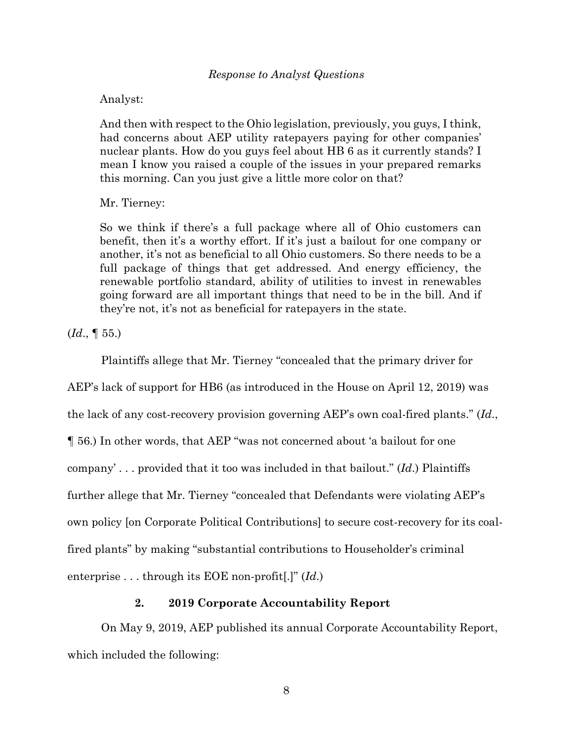*Response to Analyst Questions*

> Analyst:
>
> And then with respect to the Ohio legislation, previously, you guys, I think, had concerns about AEP utility ratepayers paying for other companies' nuclear plants. How do you guys feel about HB 6 as it currently stands? I mean I know you raised a couple of the issues in your prepared remarks this morning. Can you just give a little more color on that?
>
> Mr. Tierney:
>
> So we think if there's a full package where all of Ohio customers can benefit, then it's a worthy effort. If it's just a bailout for one company or another, it's not as beneficial to all Ohio customers. So there needs to be a full package of things that get addressed. And energy efficiency, the renewable portfolio standard, ability of utilities to invest in renewables going forward are all important things that need to be in the bill. And if they're not, it's not as beneficial for ratepayers in the state.

(*Id*., ¶ 55.)

Plaintiffs allege that Mr. Tierney "concealed that the primary driver for AEP's lack of support for HB6 (as introduced in the House on April 12, 2019) was the lack of any cost-recovery provision governing AEP's own coal-fired plants." (*Id*., ¶ 56.) In other words, that AEP "was not concerned about 'a bailout for one company' . . . provided that it too was included in that bailout." (*Id*.) Plaintiffs further allege that Mr. Tierney "concealed that Defendants were violating AEP's own policy [on Corporate Political Contributions] to secure cost-recovery for its coal-fired plants" by making "substantial contributions to Householder's criminal enterprise . . . through its EOE non-profit[.]" (*Id*.)

**2. 2019 Corporate Accountability Report**

On May 9, 2019, AEP published its annual Corporate Accountability Report, which included the following: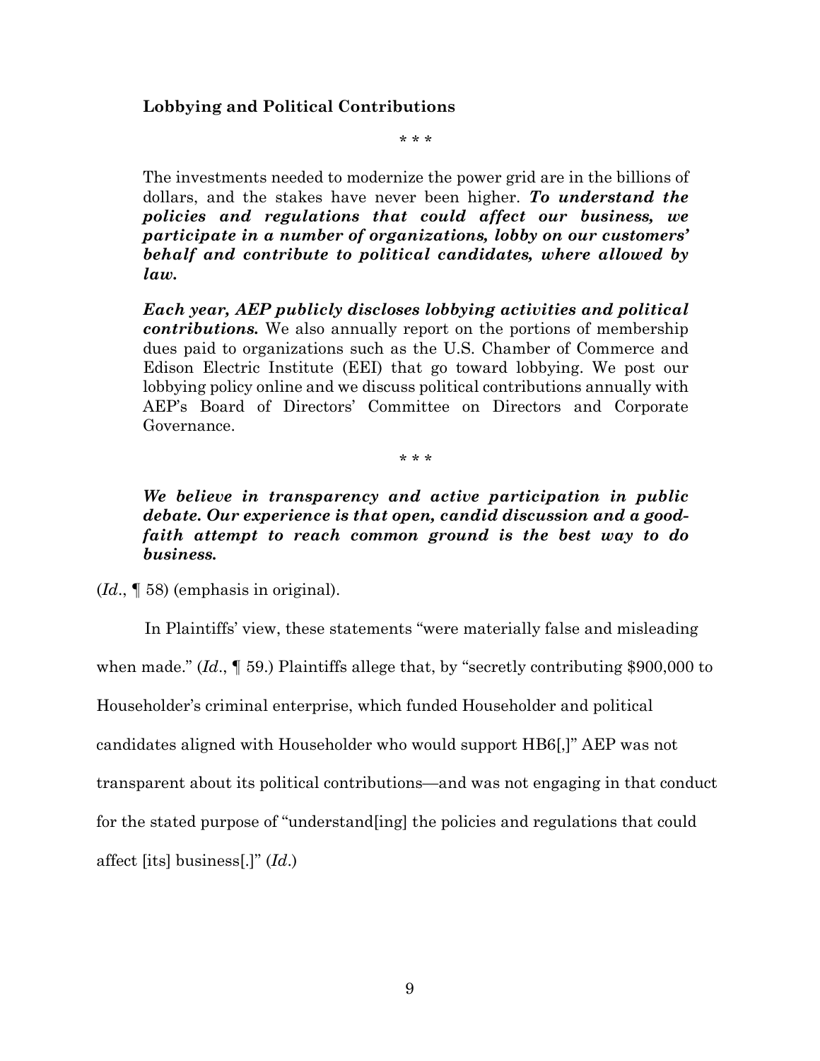> **Lobbying and Political Contributions**
>
> \* \* \*
>
> The investments needed to modernize the power grid are in the billions of dollars, and the stakes have never been higher. ***To understand the policies and regulations that could affect our business, we participate in a number of organizations, lobby on our customers' behalf and contribute to political candidates, where allowed by law.***
>
> ***Each year, AEP publicly discloses lobbying activities and political contributions.*** We also annually report on the portions of membership dues paid to organizations such as the U.S. Chamber of Commerce and Edison Electric Institute (EEI) that go toward lobbying. We post our lobbying policy online and we discuss political contributions annually with AEP's Board of Directors' Committee on Directors and Corporate Governance.
>
> \* \* \*
>
> ***We believe in transparency and active participation in public debate. Our experience is that open, candid discussion and a good-faith attempt to reach common ground is the best way to do business.***

(*Id*., ¶ 58) (emphasis in original).

In Plaintiffs' view, these statements "were materially false and misleading when made." (*Id*., ¶ 59.) Plaintiffs allege that, by "secretly contributing $900,000 to Householder's criminal enterprise, which funded Householder and political candidates aligned with Householder who would support HB6[,]" AEP was not transparent about its political contributions—and was not engaging in that conduct for the stated purpose of "understand[ing] the policies and regulations that could affect [its] business[.]" (*Id*.)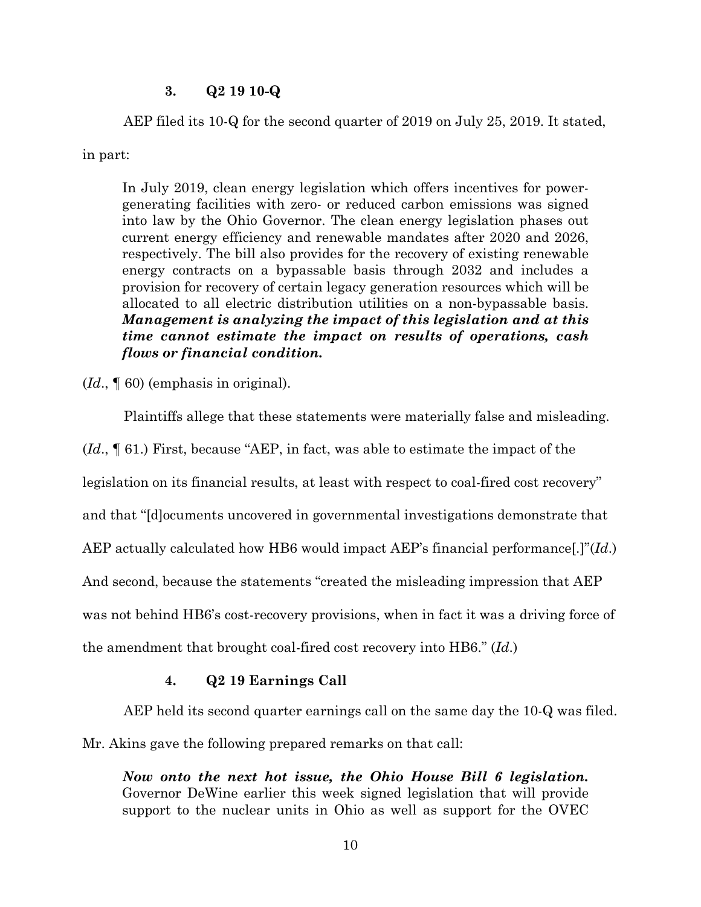### 3. Q2 19 10-Q

AEP filed its 10-Q for the second quarter of 2019 on July 25, 2019. It stated, in part:

> In July 2019, clean energy legislation which offers incentives for power-generating facilities with zero- or reduced carbon emissions was signed into law by the Ohio Governor. The clean energy legislation phases out current energy efficiency and renewable mandates after 2020 and 2026, respectively. The bill also provides for the recovery of existing renewable energy contracts on a bypassable basis through 2032 and includes a provision for recovery of certain legacy generation resources which will be allocated to all electric distribution utilities on a non-bypassable basis. ***Management is analyzing the impact of this legislation and at this time cannot estimate the impact on results of operations, cash flows or financial condition.***

(*Id*., ¶ 60) (emphasis in original).

Plaintiffs allege that these statements were materially false and misleading. (*Id*., ¶ 61.) First, because "AEP, in fact, was able to estimate the impact of the legislation on its financial results, at least with respect to coal-fired cost recovery" and that "[d]ocuments uncovered in governmental investigations demonstrate that AEP actually calculated how HB6 would impact AEP's financial performance[.]"(*Id*.) And second, because the statements "created the misleading impression that AEP was not behind HB6's cost-recovery provisions, when in fact it was a driving force of the amendment that brought coal-fired cost recovery into HB6." (*Id*.)

### 4. Q2 19 Earnings Call

AEP held its second quarter earnings call on the same day the 10-Q was filed. Mr. Akins gave the following prepared remarks on that call:

> ***Now onto the next hot issue, the Ohio House Bill 6 legislation.*** Governor DeWine earlier this week signed legislation that will provide support to the nuclear units in Ohio as well as support for the OVEC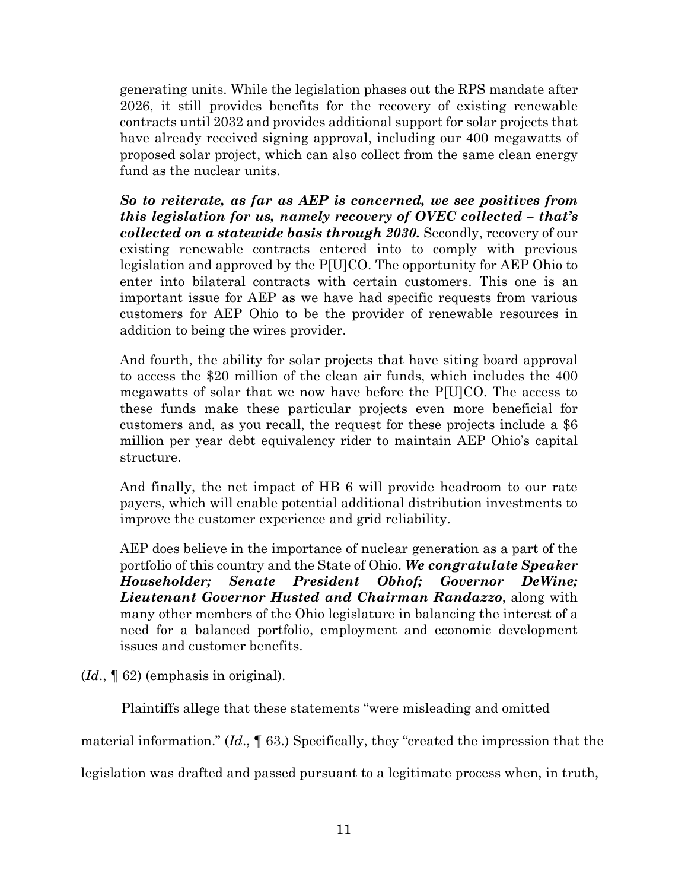generating units. While the legislation phases out the RPS mandate after 2026, it still provides benefits for the recovery of existing renewable contracts until 2032 and provides additional support for solar projects that have already received signing approval, including our 400 megawatts of proposed solar project, which can also collect from the same clean energy fund as the nuclear units.

> ***So to reiterate, as far as AEP is concerned, we see positives from this legislation for us, namely recovery of OVEC collected – that's collected on a statewide basis through 2030.*** Secondly, recovery of our existing renewable contracts entered into to comply with previous legislation and approved by the P[U]CO. The opportunity for AEP Ohio to enter into bilateral contracts with certain customers. This one is an important issue for AEP as we have had specific requests from various customers for AEP Ohio to be the provider of renewable resources in addition to being the wires provider.
>
> And fourth, the ability for solar projects that have siting board approval to access the $20 million of the clean air funds, which includes the 400 megawatts of solar that we now have before the P[U]CO. The access to these funds make these particular projects even more beneficial for customers and, as you recall, the request for these projects include a $6 million per year debt equivalency rider to maintain AEP Ohio's capital structure.
>
> And finally, the net impact of HB 6 will provide headroom to our rate payers, which will enable potential additional distribution investments to improve the customer experience and grid reliability.
>
> AEP does believe in the importance of nuclear generation as a part of the portfolio of this country and the State of Ohio. ***We congratulate Speaker Householder; Senate President Obhof; Governor DeWine; Lieutenant Governor Husted and Chairman Randazzo***, along with many other members of the Ohio legislature in balancing the interest of a need for a balanced portfolio, employment and economic development issues and customer benefits.

(*Id*., ¶ 62) (emphasis in original).

Plaintiffs allege that these statements "were misleading and omitted material information." (*Id*., ¶ 63.) Specifically, they "created the impression that the legislation was drafted and passed pursuant to a legitimate process when, in truth,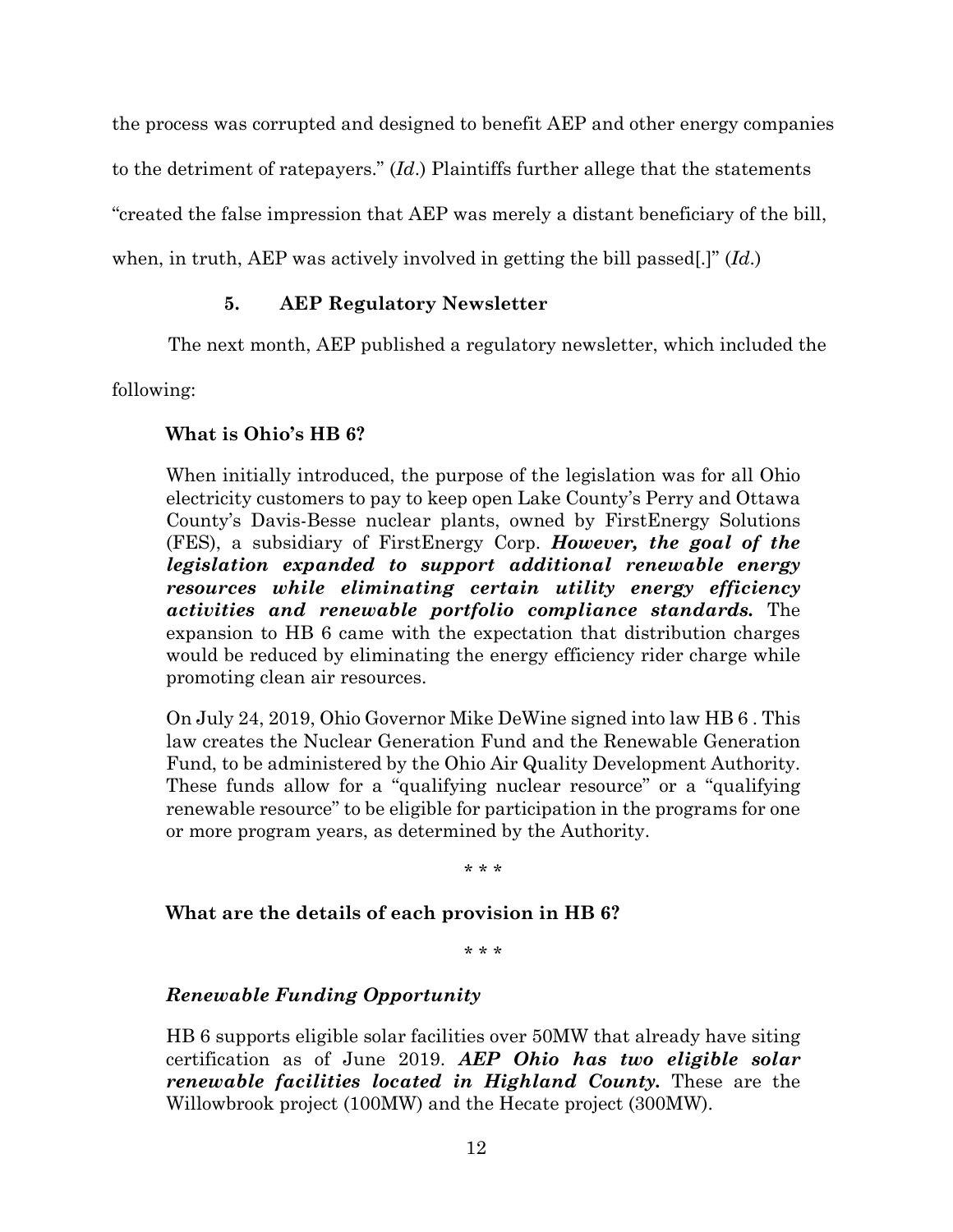the process was corrupted and designed to benefit AEP and other energy companies to the detriment of ratepayers." (*Id*.) Plaintiffs further allege that the statements "created the false impression that AEP was merely a distant beneficiary of the bill, when, in truth, AEP was actively involved in getting the bill passed[.]" (*Id*.)

### 5. AEP Regulatory Newsletter

The next month, AEP published a regulatory newsletter, which included the following:

> **What is Ohio's HB 6?**
>
> When initially introduced, the purpose of the legislation was for all Ohio electricity customers to pay to keep open Lake County's Perry and Ottawa County's Davis-Besse nuclear plants, owned by FirstEnergy Solutions (FES), a subsidiary of FirstEnergy Corp. ***However, the goal of the legislation expanded to support additional renewable energy resources while eliminating certain utility energy efficiency activities and renewable portfolio compliance standards.*** The expansion to HB 6 came with the expectation that distribution charges would be reduced by eliminating the energy efficiency rider charge while promoting clean air resources.
>
> On July 24, 2019, Ohio Governor Mike DeWine signed into law HB 6 . This law creates the Nuclear Generation Fund and the Renewable Generation Fund, to be administered by the Ohio Air Quality Development Authority. These funds allow for a "qualifying nuclear resource" or a "qualifying renewable resource" to be eligible for participation in the programs for one or more program years, as determined by the Authority.
>
> \* \* \*
>
> **What are the details of each provision in HB 6?**
>
> \* \* \*
>
> ***Renewable Funding Opportunity***
>
> HB 6 supports eligible solar facilities over 50MW that already have siting certification as of June 2019. ***AEP Ohio has two eligible solar renewable facilities located in Highland County.*** These are the Willowbrook project (100MW) and the Hecate project (300MW).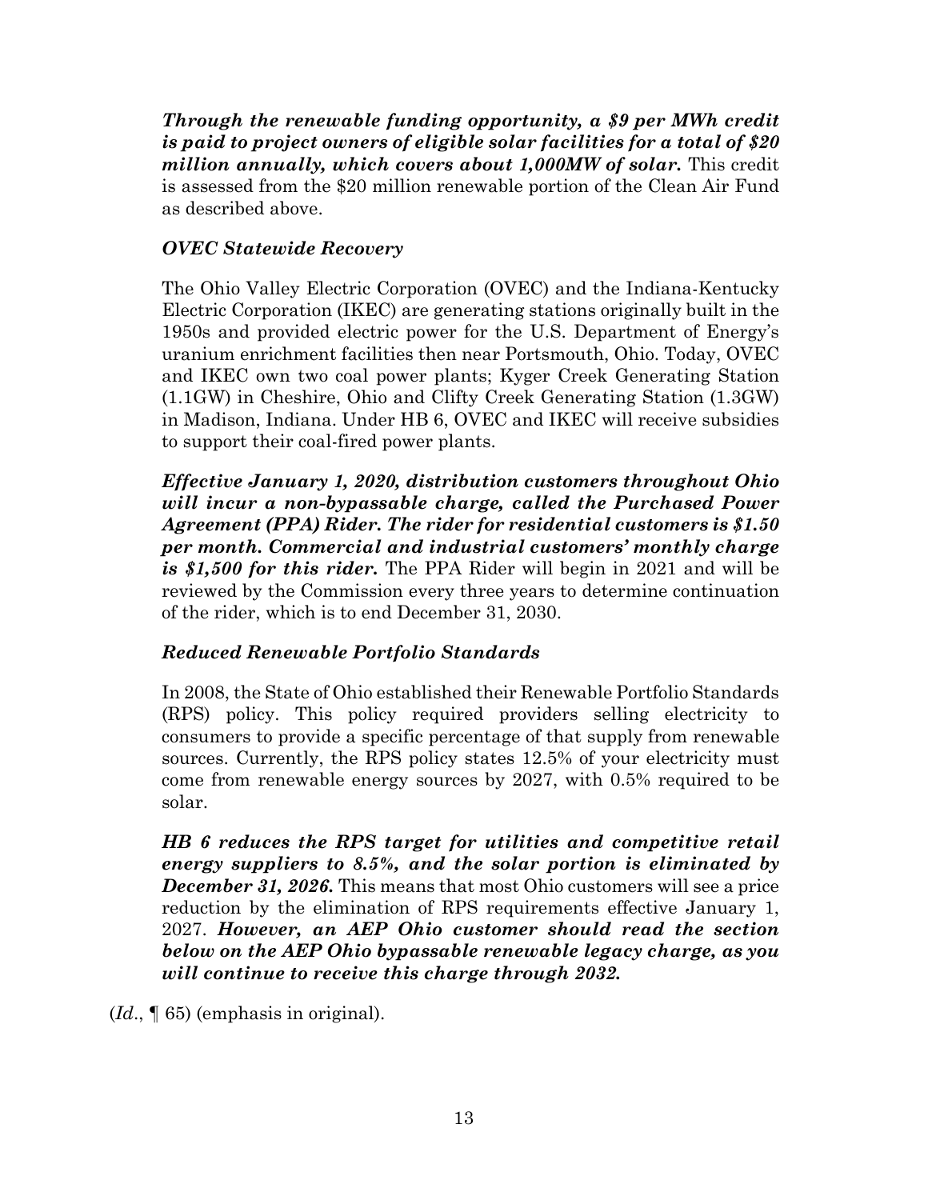***Through the renewable funding opportunity, a $9 per MWh credit is paid to project owners of eligible solar facilities for a total of $20 million annually, which covers about 1,000MW of solar.*** This credit is assessed from the $20 million renewable portion of the Clean Air Fund as described above.

*OVEC Statewide Recovery*

The Ohio Valley Electric Corporation (OVEC) and the Indiana-Kentucky Electric Corporation (IKEC) are generating stations originally built in the 1950s and provided electric power for the U.S. Department of Energy's uranium enrichment facilities then near Portsmouth, Ohio. Today, OVEC and IKEC own two coal power plants; Kyger Creek Generating Station (1.1GW) in Cheshire, Ohio and Clifty Creek Generating Station (1.3GW) in Madison, Indiana. Under HB 6, OVEC and IKEC will receive subsidies to support their coal-fired power plants.

***Effective January 1, 2020, distribution customers throughout Ohio will incur a non-bypassable charge, called the Purchased Power Agreement (PPA) Rider. The rider for residential customers is $1.50 per month. Commercial and industrial customers' monthly charge is $1,500 for this rider.*** The PPA Rider will begin in 2021 and will be reviewed by the Commission every three years to determine continuation of the rider, which is to end December 31, 2030.

*Reduced Renewable Portfolio Standards*

In 2008, the State of Ohio established their Renewable Portfolio Standards (RPS) policy. This policy required providers selling electricity to consumers to provide a specific percentage of that supply from renewable sources. Currently, the RPS policy states 12.5% of your electricity must come from renewable energy sources by 2027, with 0.5% required to be solar.

***HB 6 reduces the RPS target for utilities and competitive retail energy suppliers to 8.5%, and the solar portion is eliminated by December 31, 2026.*** This means that most Ohio customers will see a price reduction by the elimination of RPS requirements effective January 1, 2027. ***However, an AEP Ohio customer should read the section below on the AEP Ohio bypassable renewable legacy charge, as you will continue to receive this charge through 2032.***

(*Id*., ¶ 65) (emphasis in original).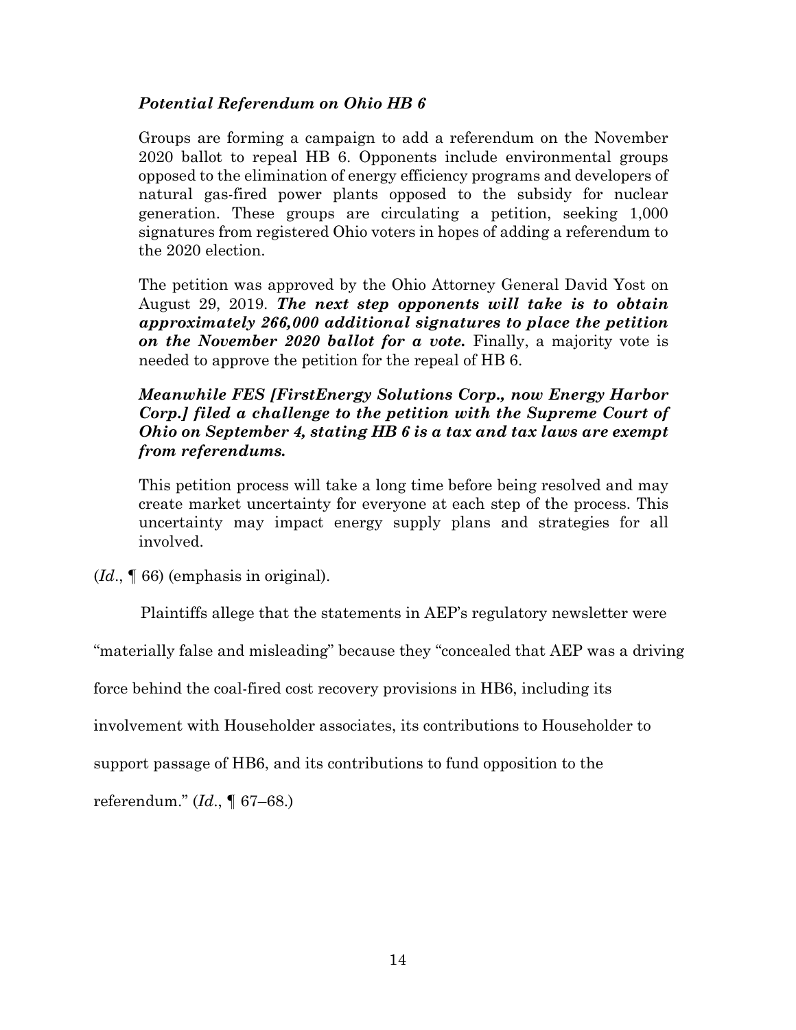> ***Potential Referendum on Ohio HB 6***
>
> Groups are forming a campaign to add a referendum on the November 2020 ballot to repeal HB 6. Opponents include environmental groups opposed to the elimination of energy efficiency programs and developers of natural gas-fired power plants opposed to the subsidy for nuclear generation. These groups are circulating a petition, seeking 1,000 signatures from registered Ohio voters in hopes of adding a referendum to the 2020 election.
>
> The petition was approved by the Ohio Attorney General David Yost on August 29, 2019. ***The next step opponents will take is to obtain approximately 266,000 additional signatures to place the petition on the November 2020 ballot for a vote.*** Finally, a majority vote is needed to approve the petition for the repeal of HB 6.
>
> ***Meanwhile FES [FirstEnergy Solutions Corp., now Energy Harbor Corp.] filed a challenge to the petition with the Supreme Court of Ohio on September 4, stating HB 6 is a tax and tax laws are exempt from referendums.***
>
> This petition process will take a long time before being resolved and may create market uncertainty for everyone at each step of the process. This uncertainty may impact energy supply plans and strategies for all involved.

(*Id*., ¶ 66) (emphasis in original).

Plaintiffs allege that the statements in AEP's regulatory newsletter were "materially false and misleading" because they "concealed that AEP was a driving force behind the coal-fired cost recovery provisions in HB6, including its involvement with Householder associates, its contributions to Householder to support passage of HB6, and its contributions to fund opposition to the referendum." (*Id*., ¶ 67–68.)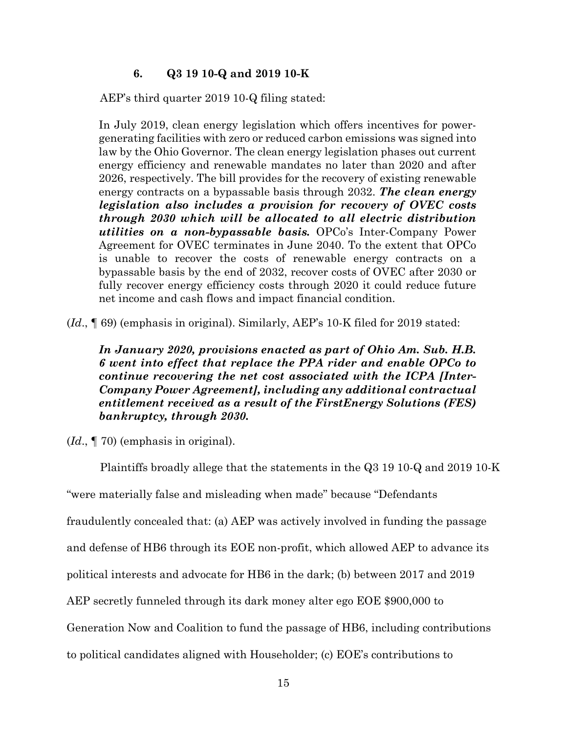### 6. Q3 19 10-Q and 2019 10-K

AEP's third quarter 2019 10-Q filing stated:

> In July 2019, clean energy legislation which offers incentives for power-generating facilities with zero or reduced carbon emissions was signed into law by the Ohio Governor. The clean energy legislation phases out current energy efficiency and renewable mandates no later than 2020 and after 2026, respectively. The bill provides for the recovery of existing renewable energy contracts on a bypassable basis through 2032. ***The clean energy legislation also includes a provision for recovery of OVEC costs through 2030 which will be allocated to all electric distribution utilities on a non-bypassable basis.*** OPCo's Inter-Company Power Agreement for OVEC terminates in June 2040. To the extent that OPCo is unable to recover the costs of renewable energy contracts on a bypassable basis by the end of 2032, recover costs of OVEC after 2030 or fully recover energy efficiency costs through 2020 it could reduce future net income and cash flows and impact financial condition.

(*Id*., ¶ 69) (emphasis in original). Similarly, AEP's 10-K filed for 2019 stated:

> ***In January 2020, provisions enacted as part of Ohio Am. Sub. H.B. 6 went into effect that replace the PPA rider and enable OPCo to continue recovering the net cost associated with the ICPA [Inter-Company Power Agreement], including any additional contractual entitlement received as a result of the FirstEnergy Solutions (FES) bankruptcy, through 2030.***

(*Id*., ¶ 70) (emphasis in original).

Plaintiffs broadly allege that the statements in the Q3 19 10-Q and 2019 10-K "were materially false and misleading when made" because "Defendants fraudulently concealed that: (a) AEP was actively involved in funding the passage and defense of HB6 through its EOE non-profit, which allowed AEP to advance its political interests and advocate for HB6 in the dark; (b) between 2017 and 2019 AEP secretly funneled through its dark money alter ego EOE $900,000 to Generation Now and Coalition to fund the passage of HB6, including contributions to political candidates aligned with Householder; (c) EOE's contributions to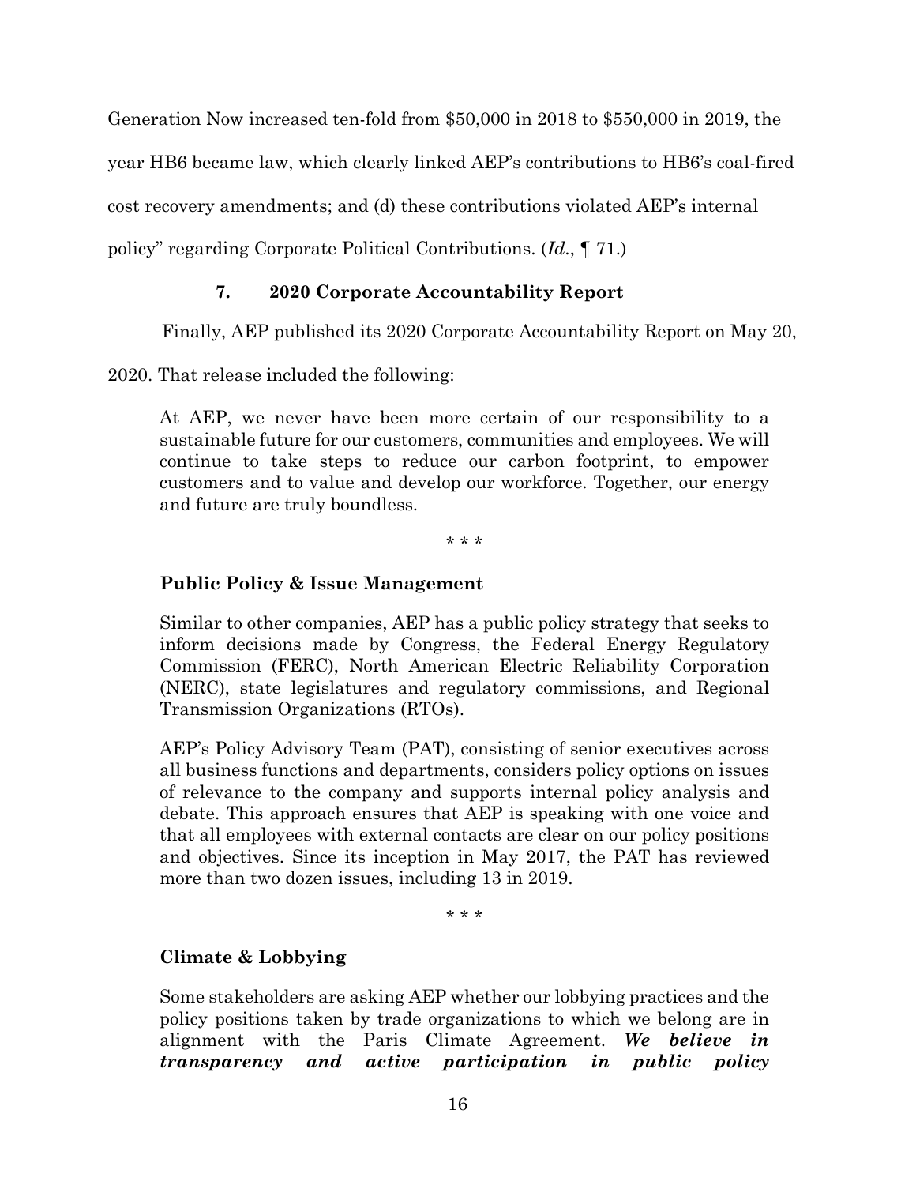Generation Now increased ten-fold from $50,000 in 2018 to $550,000 in 2019, the year HB6 became law, which clearly linked AEP's contributions to HB6's coal-fired cost recovery amendments; and (d) these contributions violated AEP's internal policy" regarding Corporate Political Contributions. (*Id.*, ¶ 71.)

### 7. 2020 Corporate Accountability Report

Finally, AEP published its 2020 Corporate Accountability Report on May 20, 2020. That release included the following:

> At AEP, we never have been more certain of our responsibility to a sustainable future for our customers, communities and employees. We will continue to take steps to reduce our carbon footprint, to empower customers and to value and develop our workforce. Together, our energy and future are truly boundless.
>
> \* \* \*
>
> **Public Policy & Issue Management**
>
> Similar to other companies, AEP has a public policy strategy that seeks to inform decisions made by Congress, the Federal Energy Regulatory Commission (FERC), North American Electric Reliability Corporation (NERC), state legislatures and regulatory commissions, and Regional Transmission Organizations (RTOs).
>
> AEP's Policy Advisory Team (PAT), consisting of senior executives across all business functions and departments, considers policy options on issues of relevance to the company and supports internal policy analysis and debate. This approach ensures that AEP is speaking with one voice and that all employees with external contacts are clear on our policy positions and objectives. Since its inception in May 2017, the PAT has reviewed more than two dozen issues, including 13 in 2019.
>
> \* \* \*
>
> **Climate & Lobbying**
>
> Some stakeholders are asking AEP whether our lobbying practices and the policy positions taken by trade organizations to which we belong are in alignment with the Paris Climate Agreement. ***We believe in transparency and active participation in public policy***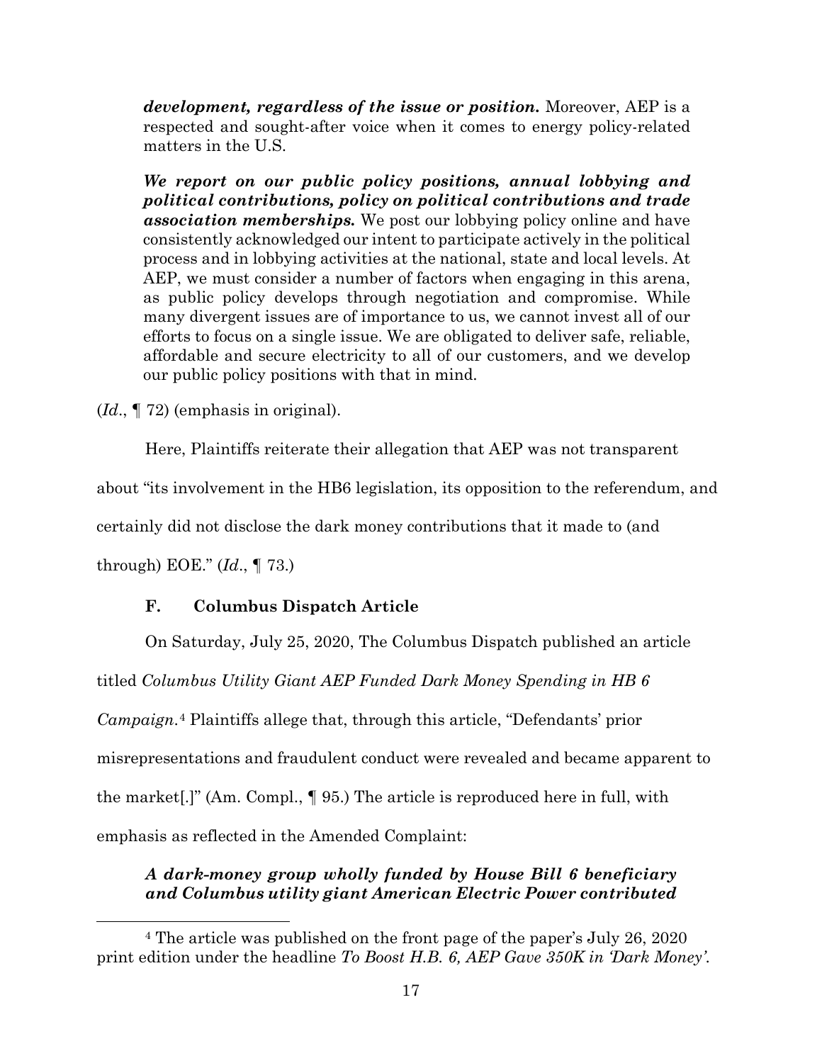> ***development, regardless of the issue or position.*** Moreover, AEP is a respected and sought-after voice when it comes to energy policy-related matters in the U.S.
>
> ***We report on our public policy positions, annual lobbying and political contributions, policy on political contributions and trade association memberships.*** We post our lobbying policy online and have consistently acknowledged our intent to participate actively in the political process and in lobbying activities at the national, state and local levels. At AEP, we must consider a number of factors when engaging in this arena, as public policy develops through negotiation and compromise. While many divergent issues are of importance to us, we cannot invest all of our efforts to focus on a single issue. We are obligated to deliver safe, reliable, affordable and secure electricity to all of our customers, and we develop our public policy positions with that in mind.

(*Id*., ¶ 72) (emphasis in original).

Here, Plaintiffs reiterate their allegation that AEP was not transparent about "its involvement in the HB6 legislation, its opposition to the referendum, and certainly did not disclose the dark money contributions that it made to (and through) EOE." (*Id*., ¶ 73.)

### F. Columbus Dispatch Article

On Saturday, July 25, 2020, The Columbus Dispatch published an article titled *Columbus Utility Giant AEP Funded Dark Money Spending in HB 6 Campaign*.[4] Plaintiffs allege that, through this article, "Defendants' prior misrepresentations and fraudulent conduct were revealed and became apparent to the market[.]" (Am. Compl., ¶ 95.) The article is reproduced here in full, with emphasis as reflected in the Amended Complaint:

> ***A dark-money group wholly funded by House Bill 6 beneficiary and Columbus utility giant American Electric Power contributed***

[4] The article was published on the front page of the paper's July 26, 2020 print edition under the headline *To Boost H.B. 6, AEP Gave 350K in 'Dark Money'*.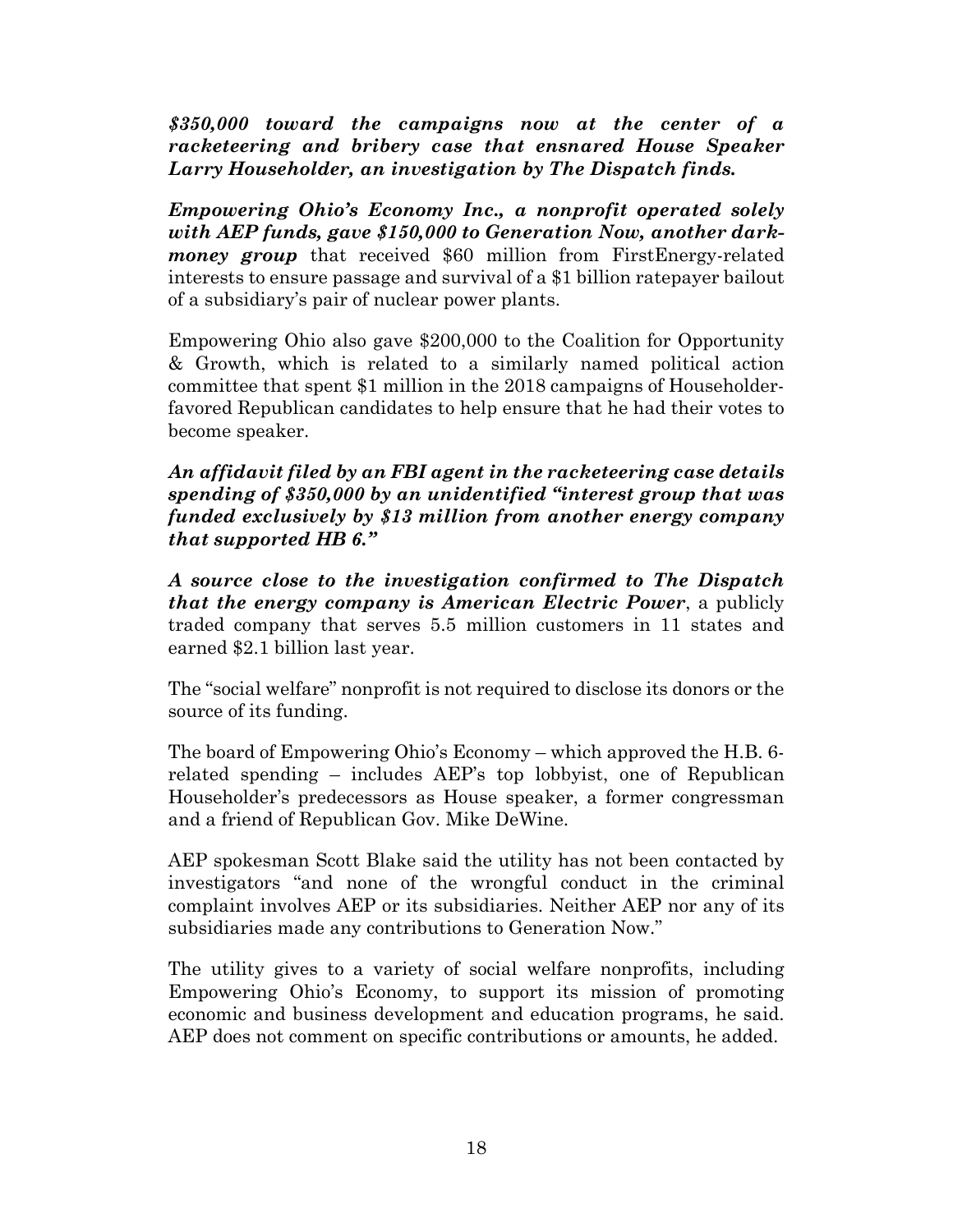***$350,000 toward the campaigns now at the center of a racketeering and bribery case that ensnared House Speaker Larry Householder, an investigation by The Dispatch finds.***

***Empowering Ohio's Economy Inc., a nonprofit operated solely with AEP funds, gave $150,000 to Generation Now, another dark-money group*** that received $60 million from FirstEnergy-related interests to ensure passage and survival of a $1 billion ratepayer bailout of a subsidiary's pair of nuclear power plants.

Empowering Ohio also gave $200,000 to the Coalition for Opportunity & Growth, which is related to a similarly named political action committee that spent $1 million in the 2018 campaigns of Householder-favored Republican candidates to help ensure that he had their votes to become speaker.

***An affidavit filed by an FBI agent in the racketeering case details spending of $350,000 by an unidentified "interest group that was funded exclusively by $13 million from another energy company that supported HB 6."***

***A source close to the investigation confirmed to The Dispatch that the energy company is American Electric Power***, a publicly traded company that serves 5.5 million customers in 11 states and earned $2.1 billion last year.

The "social welfare" nonprofit is not required to disclose its donors or the source of its funding.

The board of Empowering Ohio's Economy – which approved the H.B. 6-related spending – includes AEP's top lobbyist, one of Republican Householder's predecessors as House speaker, a former congressman and a friend of Republican Gov. Mike DeWine.

AEP spokesman Scott Blake said the utility has not been contacted by investigators "and none of the wrongful conduct in the criminal complaint involves AEP or its subsidiaries. Neither AEP nor any of its subsidiaries made any contributions to Generation Now."

The utility gives to a variety of social welfare nonprofits, including Empowering Ohio's Economy, to support its mission of promoting economic and business development and education programs, he said. AEP does not comment on specific contributions or amounts, he added.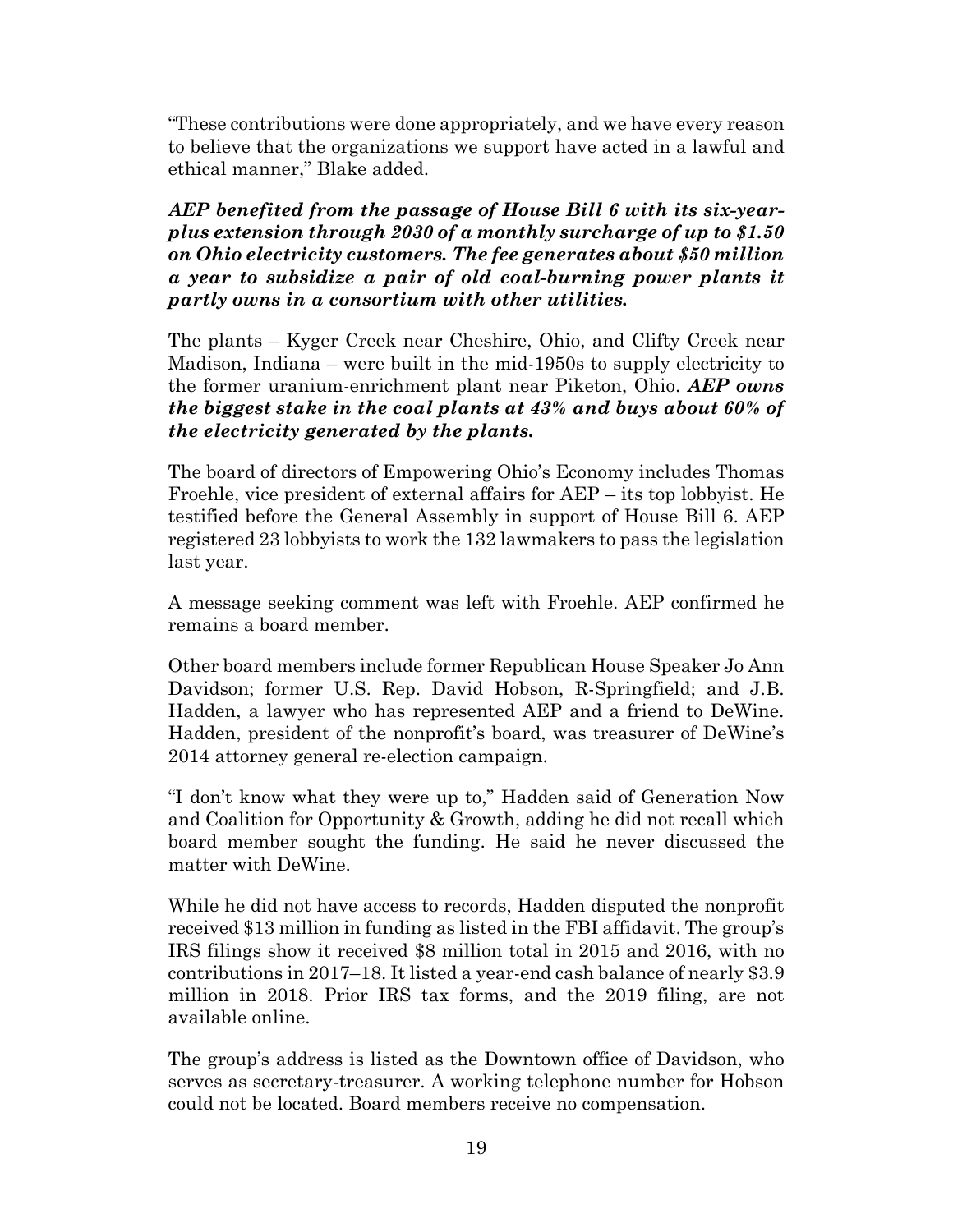"These contributions were done appropriately, and we have every reason to believe that the organizations we support have acted in a lawful and ethical manner," Blake added.

***AEP benefited from the passage of House Bill 6 with its six-year-plus extension through 2030 of a monthly surcharge of up to $1.50 on Ohio electricity customers. The fee generates about $50 million a year to subsidize a pair of old coal-burning power plants it partly owns in a consortium with other utilities.***

The plants – Kyger Creek near Cheshire, Ohio, and Clifty Creek near Madison, Indiana – were built in the mid-1950s to supply electricity to the former uranium-enrichment plant near Piketon, Ohio. ***AEP owns the biggest stake in the coal plants at 43% and buys about 60% of the electricity generated by the plants.***

The board of directors of Empowering Ohio's Economy includes Thomas Froehle, vice president of external affairs for AEP – its top lobbyist. He testified before the General Assembly in support of House Bill 6. AEP registered 23 lobbyists to work the 132 lawmakers to pass the legislation last year.

A message seeking comment was left with Froehle. AEP confirmed he remains a board member.

Other board members include former Republican House Speaker Jo Ann Davidson; former U.S. Rep. David Hobson, R-Springfield; and J.B. Hadden, a lawyer who has represented AEP and a friend to DeWine. Hadden, president of the nonprofit's board, was treasurer of DeWine's 2014 attorney general re-election campaign.

"I don't know what they were up to," Hadden said of Generation Now and Coalition for Opportunity & Growth, adding he did not recall which board member sought the funding. He said he never discussed the matter with DeWine.

While he did not have access to records, Hadden disputed the nonprofit received $13 million in funding as listed in the FBI affidavit. The group's IRS filings show it received $8 million total in 2015 and 2016, with no contributions in 2017–18. It listed a year-end cash balance of nearly $3.9 million in 2018. Prior IRS tax forms, and the 2019 filing, are not available online.

The group's address is listed as the Downtown office of Davidson, who serves as secretary-treasurer. A working telephone number for Hobson could not be located. Board members receive no compensation.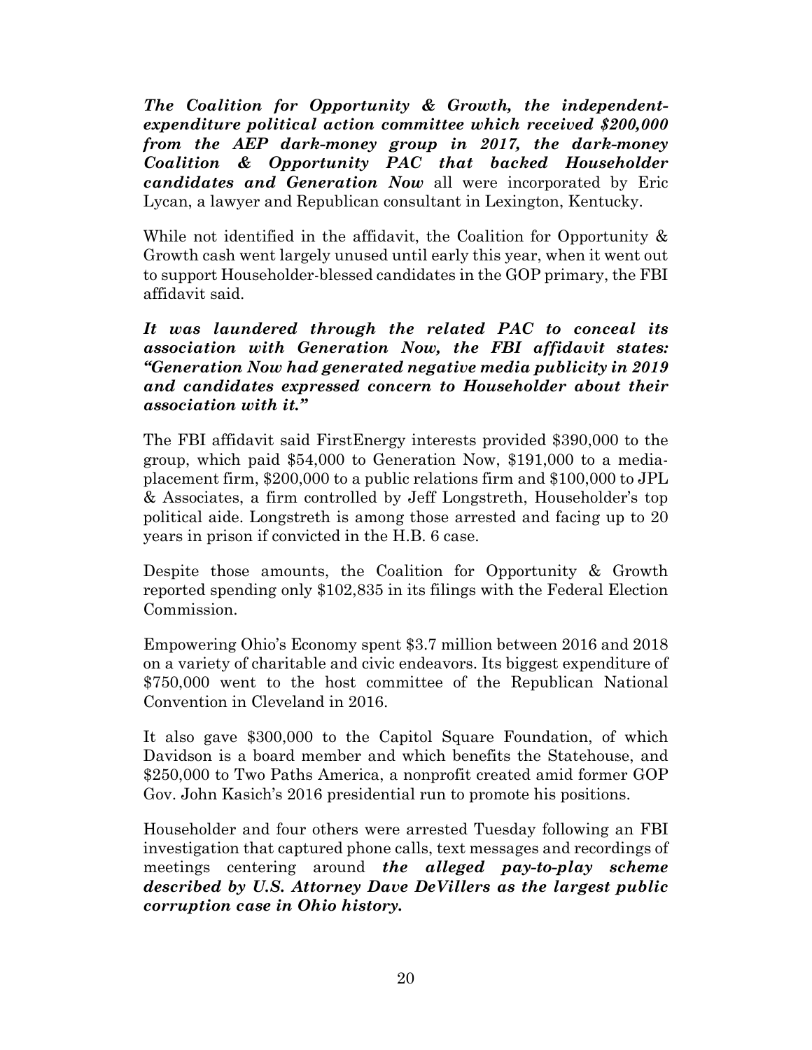***The Coalition for Opportunity & Growth, the independent-expenditure political action committee which received $200,000 from the AEP dark-money group in 2017, the dark-money Coalition & Opportunity PAC that backed Householder candidates and Generation Now*** all were incorporated by Eric Lycan, a lawyer and Republican consultant in Lexington, Kentucky.

While not identified in the affidavit, the Coalition for Opportunity & Growth cash went largely unused until early this year, when it went out to support Householder-blessed candidates in the GOP primary, the FBI affidavit said.

***It was laundered through the related PAC to conceal its association with Generation Now, the FBI affidavit states: "Generation Now had generated negative media publicity in 2019 and candidates expressed concern to Householder about their association with it."***

The FBI affidavit said FirstEnergy interests provided $390,000 to the group, which paid $54,000 to Generation Now, $191,000 to a media-placement firm, $200,000 to a public relations firm and $100,000 to JPL & Associates, a firm controlled by Jeff Longstreth, Householder's top political aide. Longstreth is among those arrested and facing up to 20 years in prison if convicted in the H.B. 6 case.

Despite those amounts, the Coalition for Opportunity & Growth reported spending only $102,835 in its filings with the Federal Election Commission.

Empowering Ohio's Economy spent $3.7 million between 2016 and 2018 on a variety of charitable and civic endeavors. Its biggest expenditure of $750,000 went to the host committee of the Republican National Convention in Cleveland in 2016.

It also gave $300,000 to the Capitol Square Foundation, of which Davidson is a board member and which benefits the Statehouse, and $250,000 to Two Paths America, a nonprofit created amid former GOP Gov. John Kasich's 2016 presidential run to promote his positions.

Householder and four others were arrested Tuesday following an FBI investigation that captured phone calls, text messages and recordings of meetings centering around ***the alleged pay-to-play scheme described by U.S. Attorney Dave DeVillers as the largest public corruption case in Ohio history.***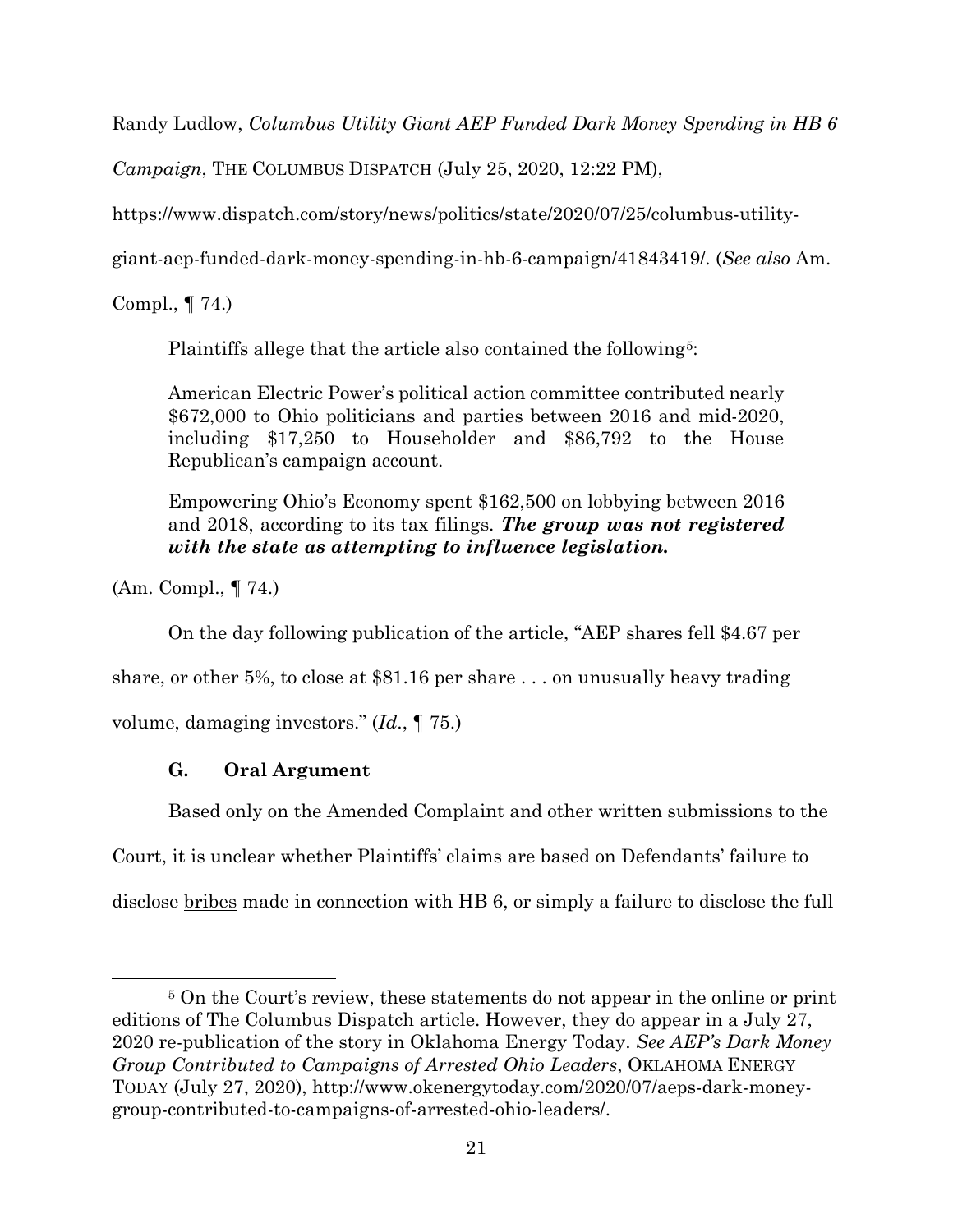Randy Ludlow, *Columbus Utility Giant AEP Funded Dark Money Spending in HB 6 Campaign*, THE COLUMBUS DISPATCH (July 25, 2020, 12:22 PM), https://www.dispatch.com/story/news/politics/state/2020/07/25/columbus-utility-giant-aep-funded-dark-money-spending-in-hb-6-campaign/41843419/. (*See also* Am. Compl., ¶ 74.)

Plaintiffs allege that the article also contained the following[5]:

> American Electric Power's political action committee contributed nearly $672,000 to Ohio politicians and parties between 2016 and mid-2020, including $17,250 to Householder and $86,792 to the House Republican's campaign account.
>
> Empowering Ohio's Economy spent $162,500 on lobbying between 2016 and 2018, according to its tax filings. ***The group was not registered with the state as attempting to influence legislation.***

(Am. Compl., ¶ 74.)

On the day following publication of the article, "AEP shares fell $4.67 per share, or other 5%, to close at $81.16 per share . . . on unusually heavy trading volume, damaging investors." (*Id.*, ¶ 75.)

### G. Oral Argument

Based only on the Amended Complaint and other written submissions to the Court, it is unclear whether Plaintiffs' claims are based on Defendants' failure to disclose <u>bribes</u> made in connection with HB 6, or simply a failure to disclose the full

---

[5] On the Court's review, these statements do not appear in the online or print editions of The Columbus Dispatch article. However, they do appear in a July 27, 2020 re-publication of the story in Oklahoma Energy Today. *See AEP's Dark Money Group Contributed to Campaigns of Arrested Ohio Leaders*, OKLAHOMA ENERGY TODAY (July 27, 2020), http://www.okenergytoday.com/2020/07/aeps-dark-money-group-contributed-to-campaigns-of-arrested-ohio-leaders/.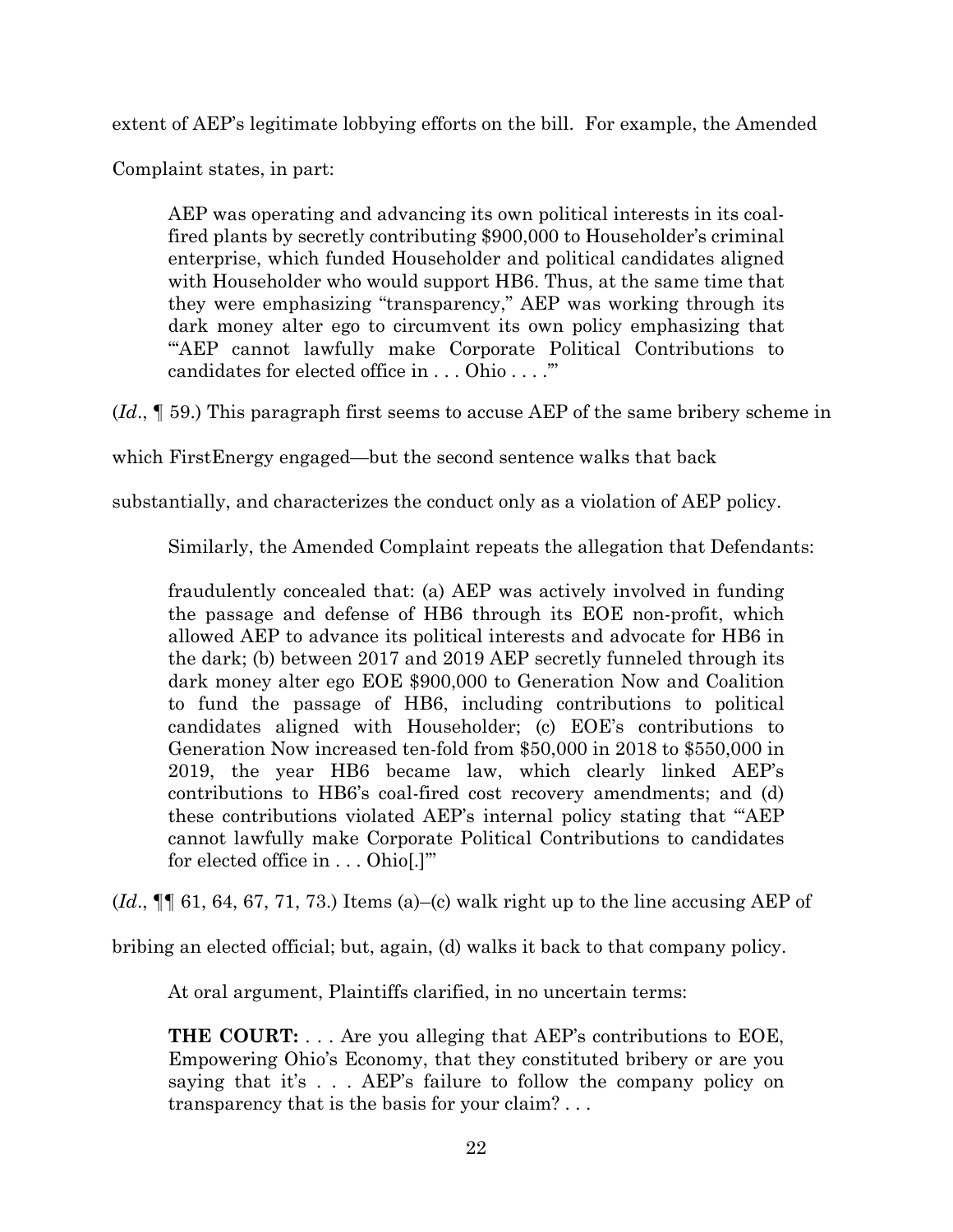extent of AEP's legitimate lobbying efforts on the bill. For example, the Amended Complaint states, in part:

> AEP was operating and advancing its own political interests in its coal-fired plants by secretly contributing $900,000 to Householder's criminal enterprise, which funded Householder and political candidates aligned with Householder who would support HB6. Thus, at the same time that they were emphasizing "transparency," AEP was working through its dark money alter ego to circumvent its own policy emphasizing that "'AEP cannot lawfully make Corporate Political Contributions to candidates for elected office in . . . Ohio . . . .'"

(*Id*., ¶ 59.) This paragraph first seems to accuse AEP of the same bribery scheme in which FirstEnergy engaged—but the second sentence walks that back substantially, and characterizes the conduct only as a violation of AEP policy.

Similarly, the Amended Complaint repeats the allegation that Defendants:

> fraudulently concealed that: (a) AEP was actively involved in funding the passage and defense of HB6 through its EOE non-profit, which allowed AEP to advance its political interests and advocate for HB6 in the dark; (b) between 2017 and 2019 AEP secretly funneled through its dark money alter ego EOE $900,000 to Generation Now and Coalition to fund the passage of HB6, including contributions to political candidates aligned with Householder; (c) EOE's contributions to Generation Now increased ten-fold from $50,000 in 2018 to $550,000 in 2019, the year HB6 became law, which clearly linked AEP's contributions to HB6's coal-fired cost recovery amendments; and (d) these contributions violated AEP's internal policy stating that "'AEP cannot lawfully make Corporate Political Contributions to candidates for elected office in . . . Ohio[.]'"

(*Id*., ¶¶ 61, 64, 67, 71, 73.) Items (a)–(c) walk right up to the line accusing AEP of bribing an elected official; but, again, (d) walks it back to that company policy.

At oral argument, Plaintiffs clarified, in no uncertain terms:

> **THE COURT:** . . . Are you alleging that AEP's contributions to EOE, Empowering Ohio's Economy, that they constituted bribery or are you saying that it's . . . AEP's failure to follow the company policy on transparency that is the basis for your claim? . . .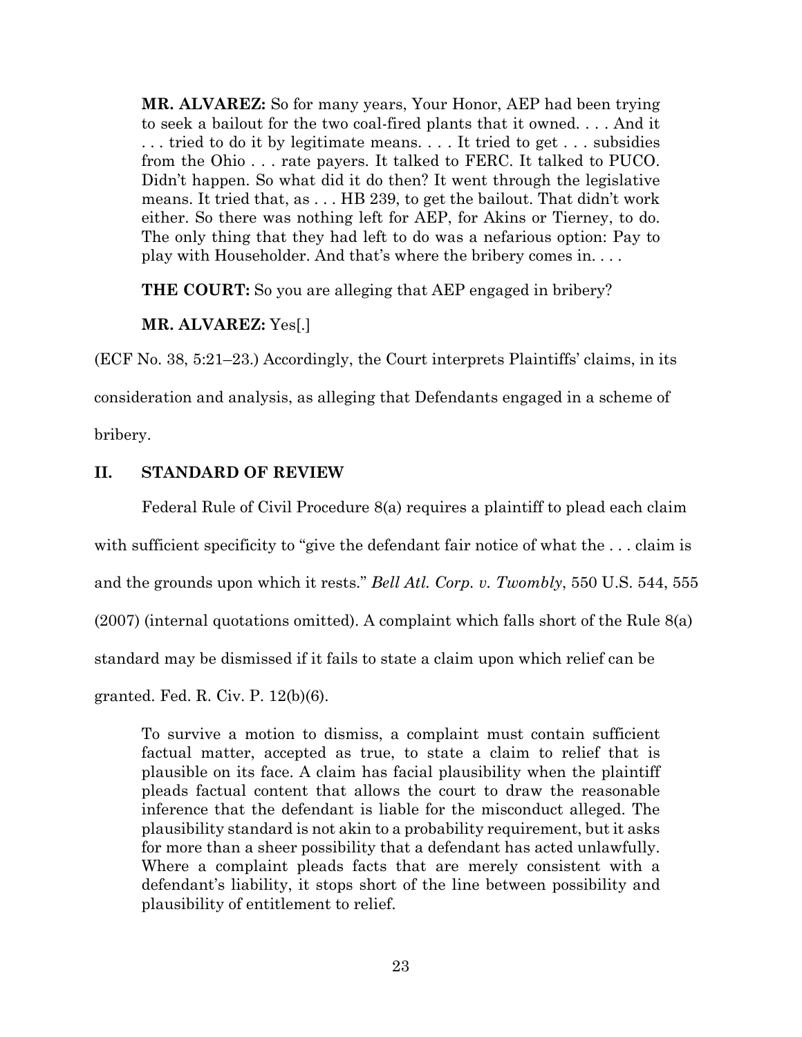> **MR. ALVAREZ:** So for many years, Your Honor, AEP had been trying to seek a bailout for the two coal-fired plants that it owned. . . . And it . . . tried to do it by legitimate means. . . . It tried to get . . . subsidies from the Ohio . . . rate payers. It talked to FERC. It talked to PUCO. Didn't happen. So what did it do then? It went through the legislative means. It tried that, as . . . HB 239, to get the bailout. That didn't work either. So there was nothing left for AEP, for Akins or Tierney, to do. The only thing that they had left to do was a nefarious option: Pay to play with Householder. And that's where the bribery comes in. . . .
>
> **THE COURT:** So you are alleging that AEP engaged in bribery?
>
> **MR. ALVAREZ:** Yes[.]

(ECF No. 38, 5:21–23.) Accordingly, the Court interprets Plaintiffs' claims, in its consideration and analysis, as alleging that Defendants engaged in a scheme of bribery.

## II. STANDARD OF REVIEW

Federal Rule of Civil Procedure 8(a) requires a plaintiff to plead each claim with sufficient specificity to "give the defendant fair notice of what the . . . claim is and the grounds upon which it rests." *Bell Atl. Corp. v. Twombly*, 550 U.S. 544, 555 (2007) (internal quotations omitted). A complaint which falls short of the Rule 8(a) standard may be dismissed if it fails to state a claim upon which relief can be granted. Fed. R. Civ. P. 12(b)(6).

> To survive a motion to dismiss, a complaint must contain sufficient factual matter, accepted as true, to state a claim to relief that is plausible on its face. A claim has facial plausibility when the plaintiff pleads factual content that allows the court to draw the reasonable inference that the defendant is liable for the misconduct alleged. The plausibility standard is not akin to a probability requirement, but it asks for more than a sheer possibility that a defendant has acted unlawfully. Where a complaint pleads facts that are merely consistent with a defendant's liability, it stops short of the line between possibility and plausibility of entitlement to relief.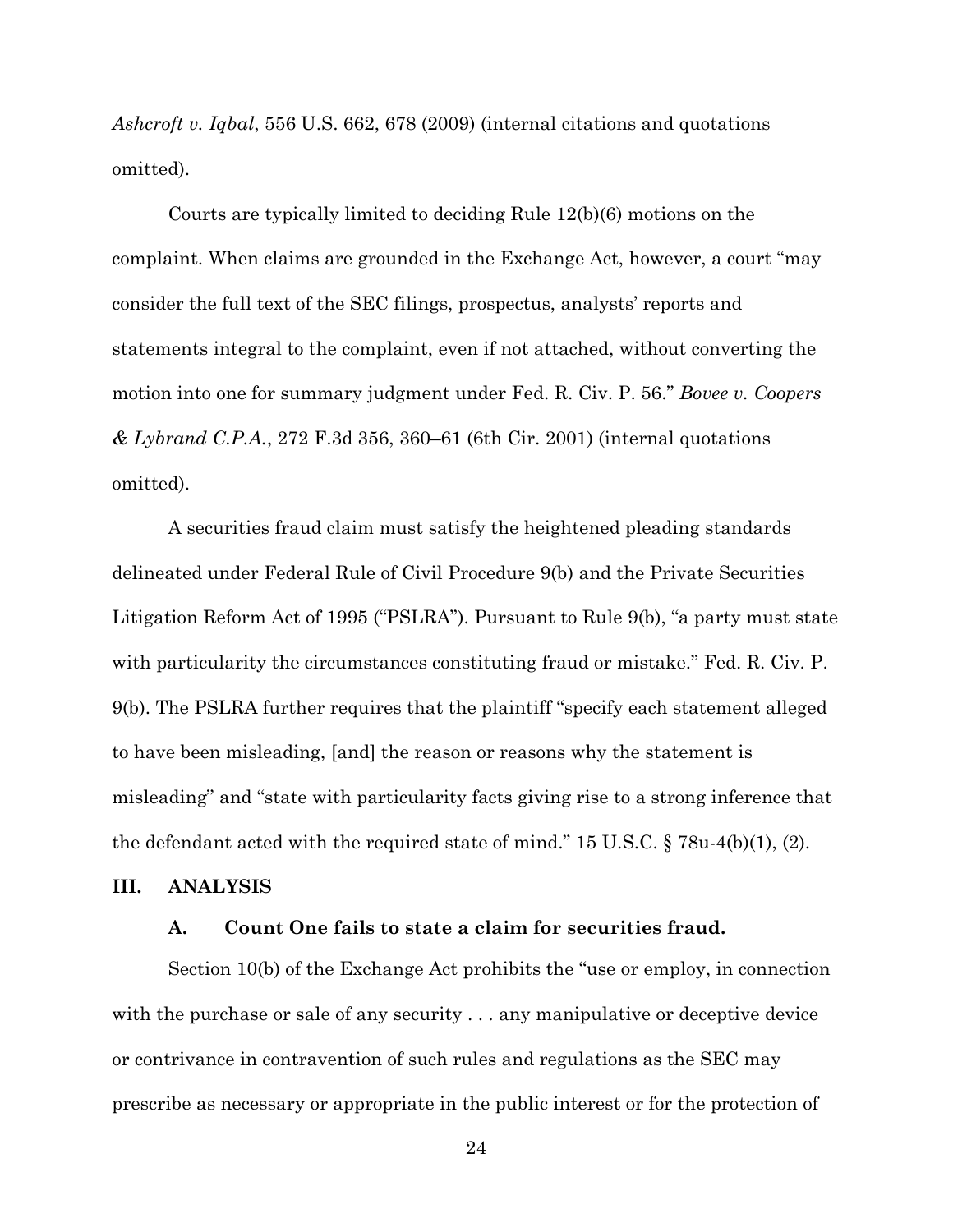*Ashcroft v. Iqbal*, 556 U.S. 662, 678 (2009) (internal citations and quotations omitted).

Courts are typically limited to deciding Rule 12(b)(6) motions on the complaint. When claims are grounded in the Exchange Act, however, a court "may consider the full text of the SEC filings, prospectus, analysts' reports and statements integral to the complaint, even if not attached, without converting the motion into one for summary judgment under Fed. R. Civ. P. 56." *Bovee v. Coopers & Lybrand C.P.A.*, 272 F.3d 356, 360–61 (6th Cir. 2001) (internal quotations omitted).

A securities fraud claim must satisfy the heightened pleading standards delineated under Federal Rule of Civil Procedure 9(b) and the Private Securities Litigation Reform Act of 1995 ("PSLRA"). Pursuant to Rule 9(b), "a party must state with particularity the circumstances constituting fraud or mistake." Fed. R. Civ. P. 9(b). The PSLRA further requires that the plaintiff "specify each statement alleged to have been misleading, [and] the reason or reasons why the statement is misleading" and "state with particularity facts giving rise to a strong inference that the defendant acted with the required state of mind." 15 U.S.C. § 78u-4(b)(1), (2).

## III. ANALYSIS

### A. Count One fails to state a claim for securities fraud.

Section 10(b) of the Exchange Act prohibits the "use or employ, in connection with the purchase or sale of any security . . . any manipulative or deceptive device or contrivance in contravention of such rules and regulations as the SEC may prescribe as necessary or appropriate in the public interest or for the protection of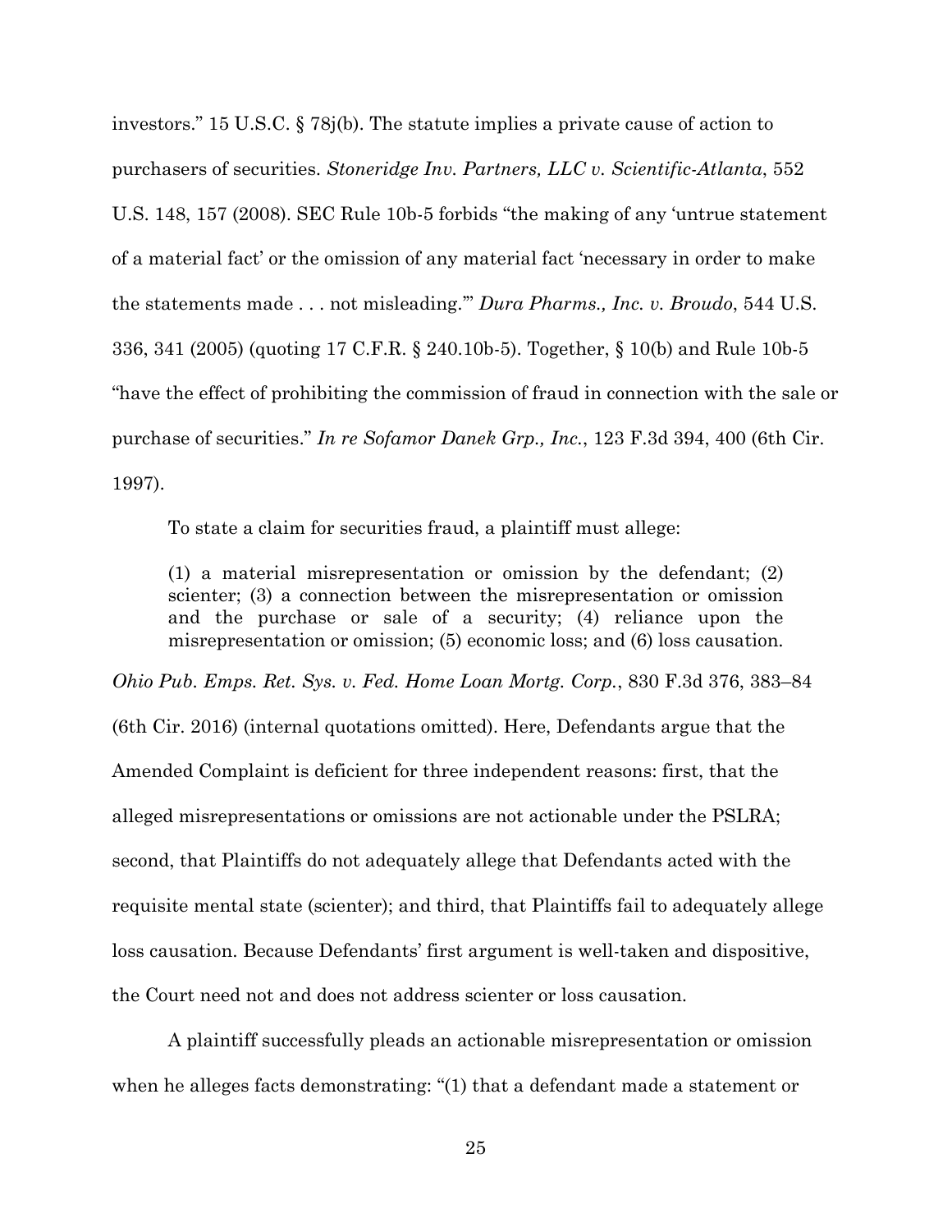investors." 15 U.S.C. § 78j(b). The statute implies a private cause of action to purchasers of securities. *Stoneridge Inv. Partners, LLC v. Scientific-Atlanta*, 552 U.S. 148, 157 (2008). SEC Rule 10b-5 forbids "the making of any 'untrue statement of a material fact' or the omission of any material fact 'necessary in order to make the statements made . . . not misleading.'" *Dura Pharms., Inc. v. Broudo*, 544 U.S. 336, 341 (2005) (quoting 17 C.F.R. § 240.10b-5). Together, § 10(b) and Rule 10b-5 "have the effect of prohibiting the commission of fraud in connection with the sale or purchase of securities." *In re Sofamor Danek Grp., Inc.*, 123 F.3d 394, 400 (6th Cir. 1997).

To state a claim for securities fraud, a plaintiff must allege:

> (1) a material misrepresentation or omission by the defendant; (2) scienter; (3) a connection between the misrepresentation or omission and the purchase or sale of a security; (4) reliance upon the misrepresentation or omission; (5) economic loss; and (6) loss causation.

*Ohio Pub. Emps. Ret. Sys. v. Fed. Home Loan Mortg. Corp.*, 830 F.3d 376, 383–84 (6th Cir. 2016) (internal quotations omitted). Here, Defendants argue that the Amended Complaint is deficient for three independent reasons: first, that the alleged misrepresentations or omissions are not actionable under the PSLRA; second, that Plaintiffs do not adequately allege that Defendants acted with the requisite mental state (scienter); and third, that Plaintiffs fail to adequately allege loss causation. Because Defendants' first argument is well-taken and dispositive, the Court need not and does not address scienter or loss causation.

A plaintiff successfully pleads an actionable misrepresentation or omission when he alleges facts demonstrating: "(1) that a defendant made a statement or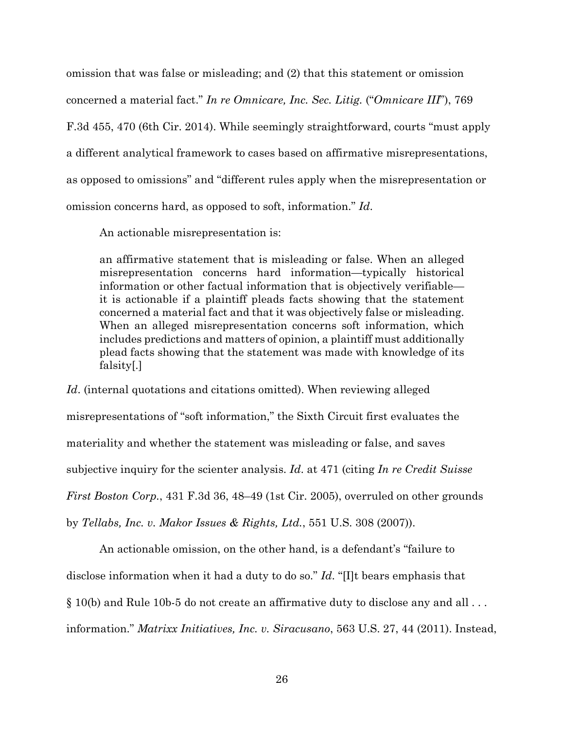omission that was false or misleading; and (2) that this statement or omission concerned a material fact." *In re Omnicare, Inc. Sec. Litig.* ("*Omnicare III*"), 769 F.3d 455, 470 (6th Cir. 2014). While seemingly straightforward, courts "must apply a different analytical framework to cases based on affirmative misrepresentations, as opposed to omissions" and "different rules apply when the misrepresentation or omission concerns hard, as opposed to soft, information." *Id*.

An actionable misrepresentation is:

> an affirmative statement that is misleading or false. When an alleged misrepresentation concerns hard information—typically historical information or other factual information that is objectively verifiable—it is actionable if a plaintiff pleads facts showing that the statement concerned a material fact and that it was objectively false or misleading. When an alleged misrepresentation concerns soft information, which includes predictions and matters of opinion, a plaintiff must additionally plead facts showing that the statement was made with knowledge of its falsity[.]

*Id*. (internal quotations and citations omitted). When reviewing alleged misrepresentations of "soft information," the Sixth Circuit first evaluates the materiality and whether the statement was misleading or false, and saves subjective inquiry for the scienter analysis. *Id*. at 471 (citing *In re Credit Suisse First Boston Corp.*, 431 F.3d 36, 48–49 (1st Cir. 2005), overruled on other grounds by *Tellabs, Inc. v. Makor Issues & Rights, Ltd.*, 551 U.S. 308 (2007)).

An actionable omission, on the other hand, is a defendant's "failure to disclose information when it had a duty to do so." *Id*. "[I]t bears emphasis that § 10(b) and Rule 10b-5 do not create an affirmative duty to disclose any and all . . . information." *Matrixx Initiatives, Inc. v. Siracusano*, 563 U.S. 27, 44 (2011). Instead,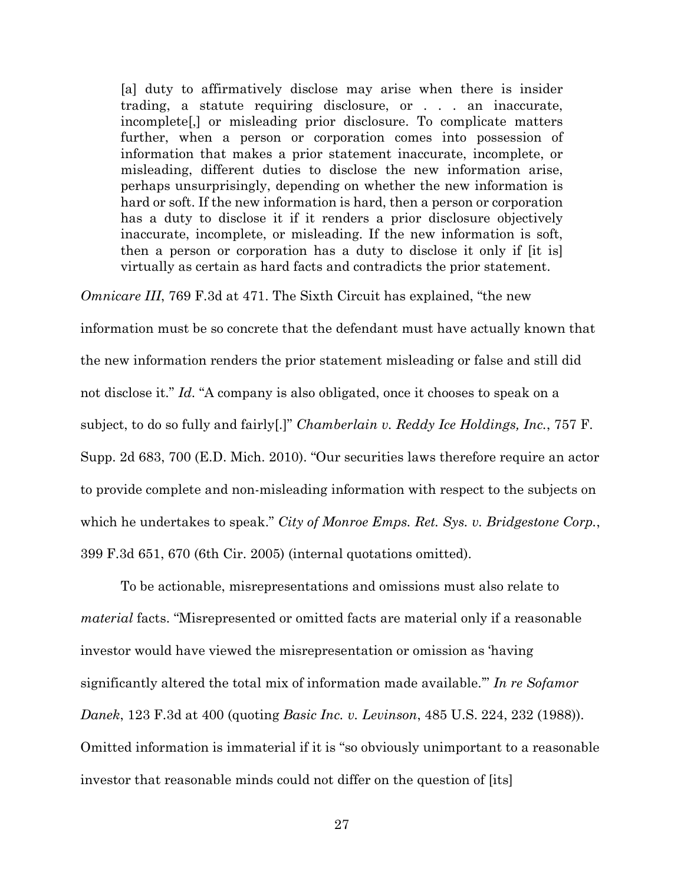> [a] duty to affirmatively disclose may arise when there is insider trading, a statute requiring disclosure, or . . . an inaccurate, incomplete[,] or misleading prior disclosure. To complicate matters further, when a person or corporation comes into possession of information that makes a prior statement inaccurate, incomplete, or misleading, different duties to disclose the new information arise, perhaps unsurprisingly, depending on whether the new information is hard or soft. If the new information is hard, then a person or corporation has a duty to disclose it if it renders a prior disclosure objectively inaccurate, incomplete, or misleading. If the new information is soft, then a person or corporation has a duty to disclose it only if [it is] virtually as certain as hard facts and contradicts the prior statement.

*Omnicare III*, 769 F.3d at 471. The Sixth Circuit has explained, "the new information must be so concrete that the defendant must have actually known that the new information renders the prior statement misleading or false and still did not disclose it." *Id*. "A company is also obligated, once it chooses to speak on a subject, to do so fully and fairly[.]" *Chamberlain v. Reddy Ice Holdings, Inc.*, 757 F. Supp. 2d 683, 700 (E.D. Mich. 2010). "Our securities laws therefore require an actor to provide complete and non-misleading information with respect to the subjects on which he undertakes to speak." *City of Monroe Emps. Ret. Sys. v. Bridgestone Corp.*, 399 F.3d 651, 670 (6th Cir. 2005) (internal quotations omitted).

To be actionable, misrepresentations and omissions must also relate to *material* facts. "Misrepresented or omitted facts are material only if a reasonable investor would have viewed the misrepresentation or omission as 'having significantly altered the total mix of information made available.'" *In re Sofamor Danek*, 123 F.3d at 400 (quoting *Basic Inc. v. Levinson*, 485 U.S. 224, 232 (1988)). Omitted information is immaterial if it is "so obviously unimportant to a reasonable investor that reasonable minds could not differ on the question of [its]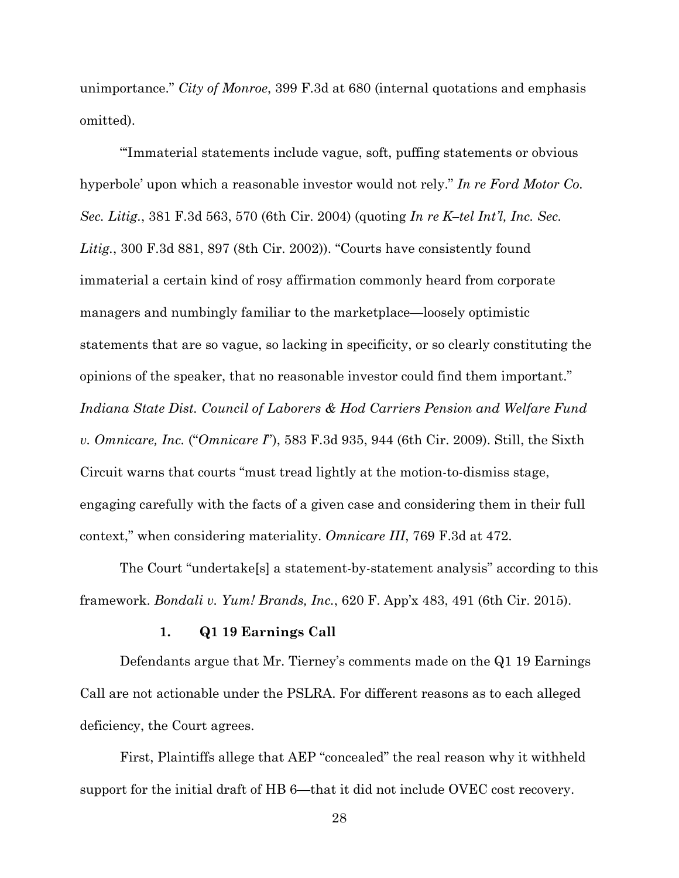unimportance." *City of Monroe*, 399 F.3d at 680 (internal quotations and emphasis omitted).

"'Immaterial statements include vague, soft, puffing statements or obvious hyperbole' upon which a reasonable investor would not rely." *In re Ford Motor Co. Sec. Litig.*, 381 F.3d 563, 570 (6th Cir. 2004) (quoting *In re K–tel Int'l, Inc. Sec. Litig.*, 300 F.3d 881, 897 (8th Cir. 2002)). "Courts have consistently found immaterial a certain kind of rosy affirmation commonly heard from corporate managers and numbingly familiar to the marketplace—loosely optimistic statements that are so vague, so lacking in specificity, or so clearly constituting the opinions of the speaker, that no reasonable investor could find them important." *Indiana State Dist. Council of Laborers & Hod Carriers Pension and Welfare Fund v. Omnicare, Inc.* ("*Omnicare I*"), 583 F.3d 935, 944 (6th Cir. 2009). Still, the Sixth Circuit warns that courts "must tread lightly at the motion-to-dismiss stage, engaging carefully with the facts of a given case and considering them in their full context," when considering materiality. *Omnicare III*, 769 F.3d at 472.

The Court "undertake[s] a statement-by-statement analysis" according to this framework. *Bondali v. Yum! Brands, Inc.*, 620 F. App'x 483, 491 (6th Cir. 2015).

### 1. Q1 19 Earnings Call

Defendants argue that Mr. Tierney's comments made on the Q1 19 Earnings Call are not actionable under the PSLRA. For different reasons as to each alleged deficiency, the Court agrees.

First, Plaintiffs allege that AEP "concealed" the real reason why it withheld support for the initial draft of HB 6—that it did not include OVEC cost recovery.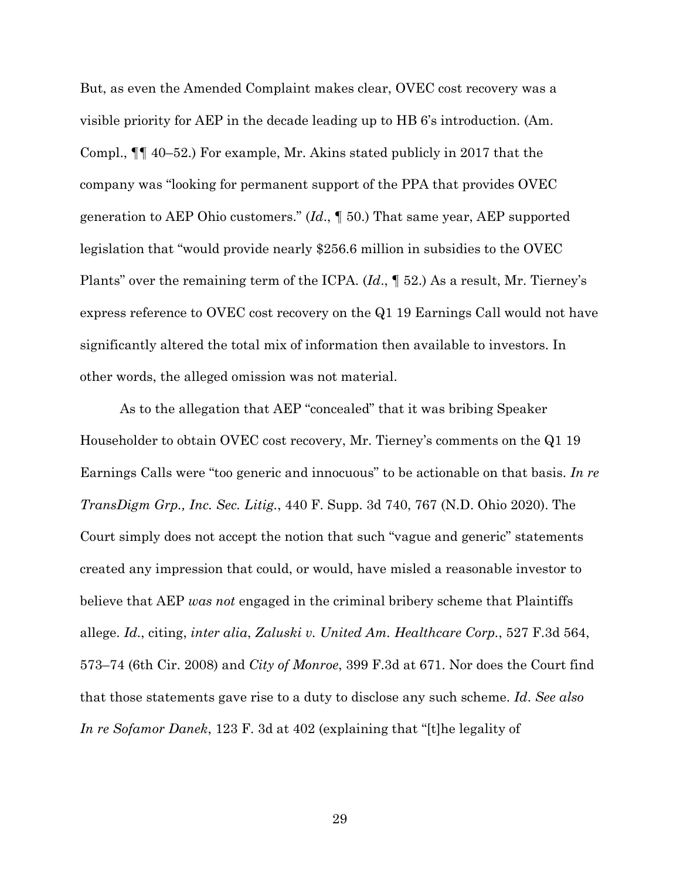But, as even the Amended Complaint makes clear, OVEC cost recovery was a visible priority for AEP in the decade leading up to HB 6's introduction. (Am. Compl., ¶¶ 40–52.) For example, Mr. Akins stated publicly in 2017 that the company was "looking for permanent support of the PPA that provides OVEC generation to AEP Ohio customers." (*Id*., ¶ 50.) That same year, AEP supported legislation that "would provide nearly $256.6 million in subsidies to the OVEC Plants" over the remaining term of the ICPA. (*Id*., ¶ 52.) As a result, Mr. Tierney's express reference to OVEC cost recovery on the Q1 19 Earnings Call would not have significantly altered the total mix of information then available to investors. In other words, the alleged omission was not material.

As to the allegation that AEP "concealed" that it was bribing Speaker Householder to obtain OVEC cost recovery, Mr. Tierney's comments on the Q1 19 Earnings Calls were "too generic and innocuous" to be actionable on that basis. *In re TransDigm Grp., Inc. Sec. Litig.*, 440 F. Supp. 3d 740, 767 (N.D. Ohio 2020). The Court simply does not accept the notion that such "vague and generic" statements created any impression that could, or would, have misled a reasonable investor to believe that AEP *was not* engaged in the criminal bribery scheme that Plaintiffs allege. *Id.*, citing, *inter alia*, *Zaluski v. United Am. Healthcare Corp.*, 527 F.3d 564, 573–74 (6th Cir. 2008) and *City of Monroe*, 399 F.3d at 671. Nor does the Court find that those statements gave rise to a duty to disclose any such scheme. *Id*. *See also In re Sofamor Danek*, 123 F. 3d at 402 (explaining that "[t]he legality of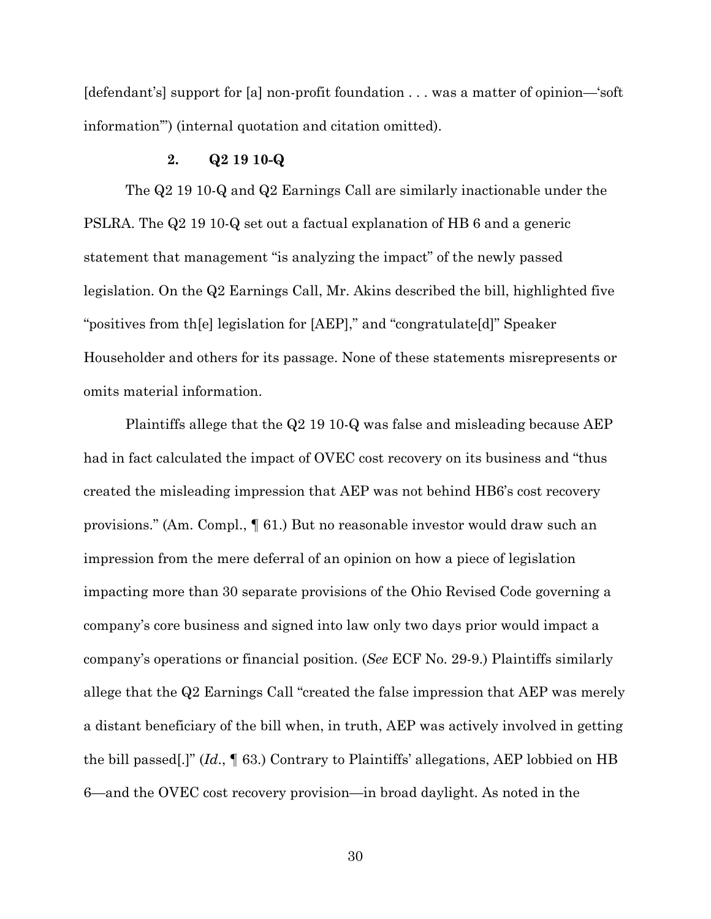[defendant's] support for [a] non-profit foundation . . . was a matter of opinion—'soft information'") (internal quotation and citation omitted).

### 2. Q2 19 10-Q

The Q2 19 10-Q and Q2 Earnings Call are similarly inactionable under the PSLRA. The Q2 19 10-Q set out a factual explanation of HB 6 and a generic statement that management "is analyzing the impact" of the newly passed legislation. On the Q2 Earnings Call, Mr. Akins described the bill, highlighted five "positives from th[e] legislation for [AEP]," and "congratulate[d]" Speaker Householder and others for its passage. None of these statements misrepresents or omits material information.

Plaintiffs allege that the Q2 19 10-Q was false and misleading because AEP had in fact calculated the impact of OVEC cost recovery on its business and "thus created the misleading impression that AEP was not behind HB6's cost recovery provisions." (Am. Compl., ¶ 61.) But no reasonable investor would draw such an impression from the mere deferral of an opinion on how a piece of legislation impacting more than 30 separate provisions of the Ohio Revised Code governing a company's core business and signed into law only two days prior would impact a company's operations or financial position. (*See* ECF No. 29-9.) Plaintiffs similarly allege that the Q2 Earnings Call "created the false impression that AEP was merely a distant beneficiary of the bill when, in truth, AEP was actively involved in getting the bill passed[.]" (*Id.*, ¶ 63.) Contrary to Plaintiffs' allegations, AEP lobbied on HB 6—and the OVEC cost recovery provision—in broad daylight. As noted in the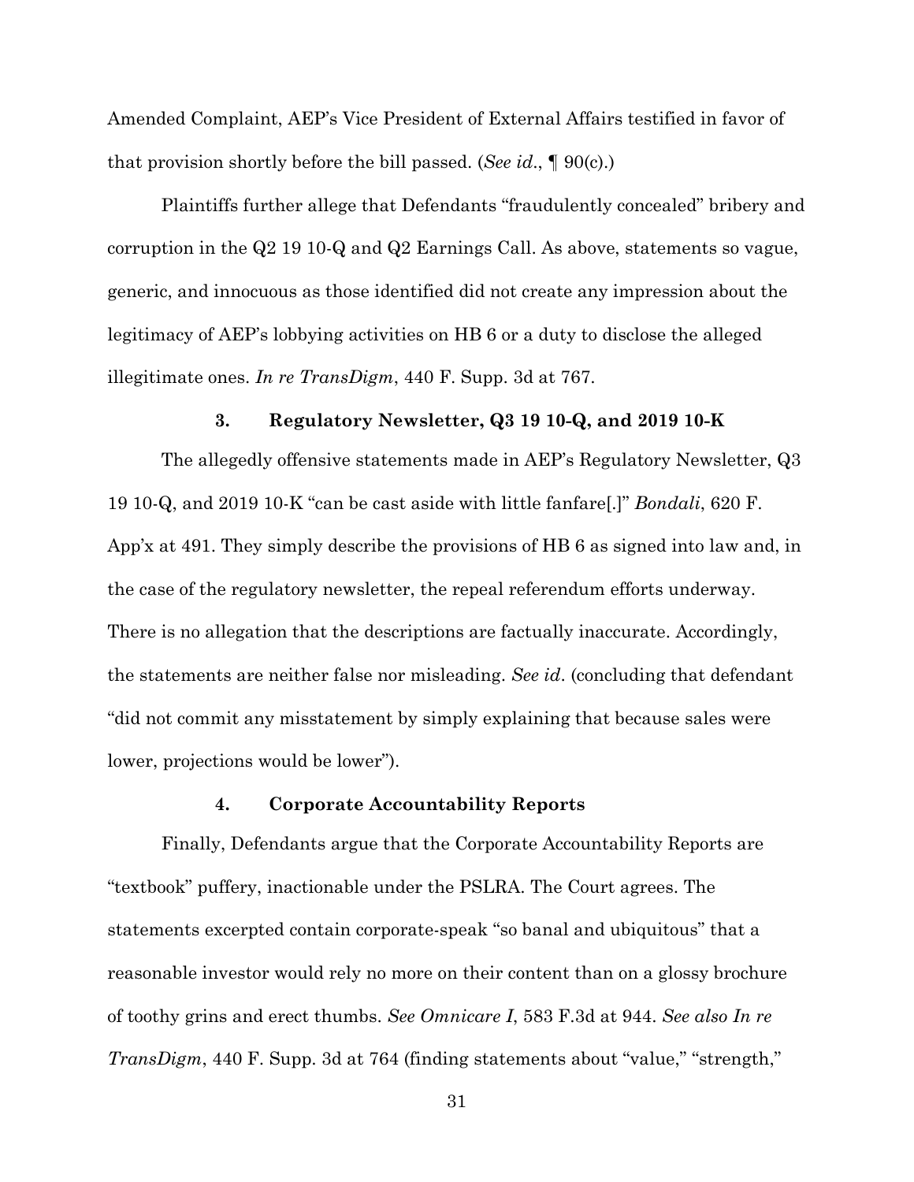Amended Complaint, AEP's Vice President of External Affairs testified in favor of that provision shortly before the bill passed. (*See id*., ¶ 90(c).)

Plaintiffs further allege that Defendants "fraudulently concealed" bribery and corruption in the Q2 19 10-Q and Q2 Earnings Call. As above, statements so vague, generic, and innocuous as those identified did not create any impression about the legitimacy of AEP's lobbying activities on HB 6 or a duty to disclose the alleged illegitimate ones. *In re TransDigm*, 440 F. Supp. 3d at 767.

### 3. Regulatory Newsletter, Q3 19 10-Q, and 2019 10-K

The allegedly offensive statements made in AEP's Regulatory Newsletter, Q3 19 10-Q, and 2019 10-K "can be cast aside with little fanfare[.]" *Bondali*, 620 F. App'x at 491. They simply describe the provisions of HB 6 as signed into law and, in the case of the regulatory newsletter, the repeal referendum efforts underway. There is no allegation that the descriptions are factually inaccurate. Accordingly, the statements are neither false nor misleading. *See id*. (concluding that defendant "did not commit any misstatement by simply explaining that because sales were lower, projections would be lower").

### 4. Corporate Accountability Reports

Finally, Defendants argue that the Corporate Accountability Reports are "textbook" puffery, inactionable under the PSLRA. The Court agrees. The statements excerpted contain corporate-speak "so banal and ubiquitous" that a reasonable investor would rely no more on their content than on a glossy brochure of toothy grins and erect thumbs. *See Omnicare I*, 583 F.3d at 944. *See also In re TransDigm*, 440 F. Supp. 3d at 764 (finding statements about "value," "strength,"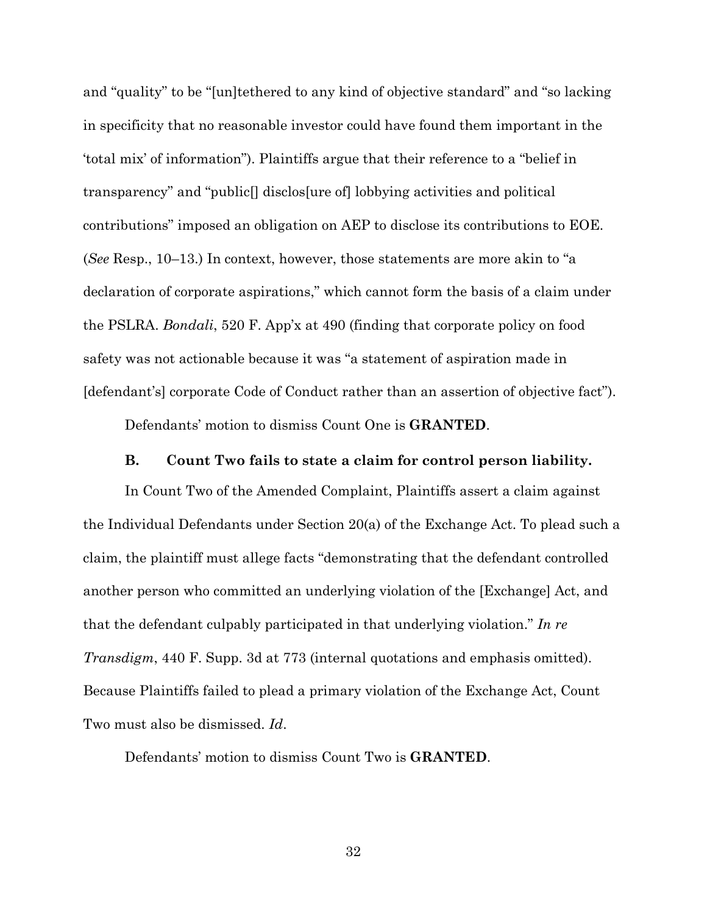and "quality" to be "[un]tethered to any kind of objective standard" and "so lacking in specificity that no reasonable investor could have found them important in the 'total mix' of information"). Plaintiffs argue that their reference to a "belief in transparency" and "public[] disclos[ure of] lobbying activities and political contributions" imposed an obligation on AEP to disclose its contributions to EOE. (*See* Resp., 10–13.) In context, however, those statements are more akin to "a declaration of corporate aspirations," which cannot form the basis of a claim under the PSLRA. *Bondali*, 520 F. App'x at 490 (finding that corporate policy on food safety was not actionable because it was "a statement of aspiration made in [defendant's] corporate Code of Conduct rather than an assertion of objective fact").

Defendants' motion to dismiss Count One is **GRANTED**.

### B. Count Two fails to state a claim for control person liability.

In Count Two of the Amended Complaint, Plaintiffs assert a claim against the Individual Defendants under Section 20(a) of the Exchange Act. To plead such a claim, the plaintiff must allege facts "demonstrating that the defendant controlled another person who committed an underlying violation of the [Exchange] Act, and that the defendant culpably participated in that underlying violation." *In re Transdigm*, 440 F. Supp. 3d at 773 (internal quotations and emphasis omitted). Because Plaintiffs failed to plead a primary violation of the Exchange Act, Count Two must also be dismissed. *Id*.

Defendants' motion to dismiss Count Two is **GRANTED**.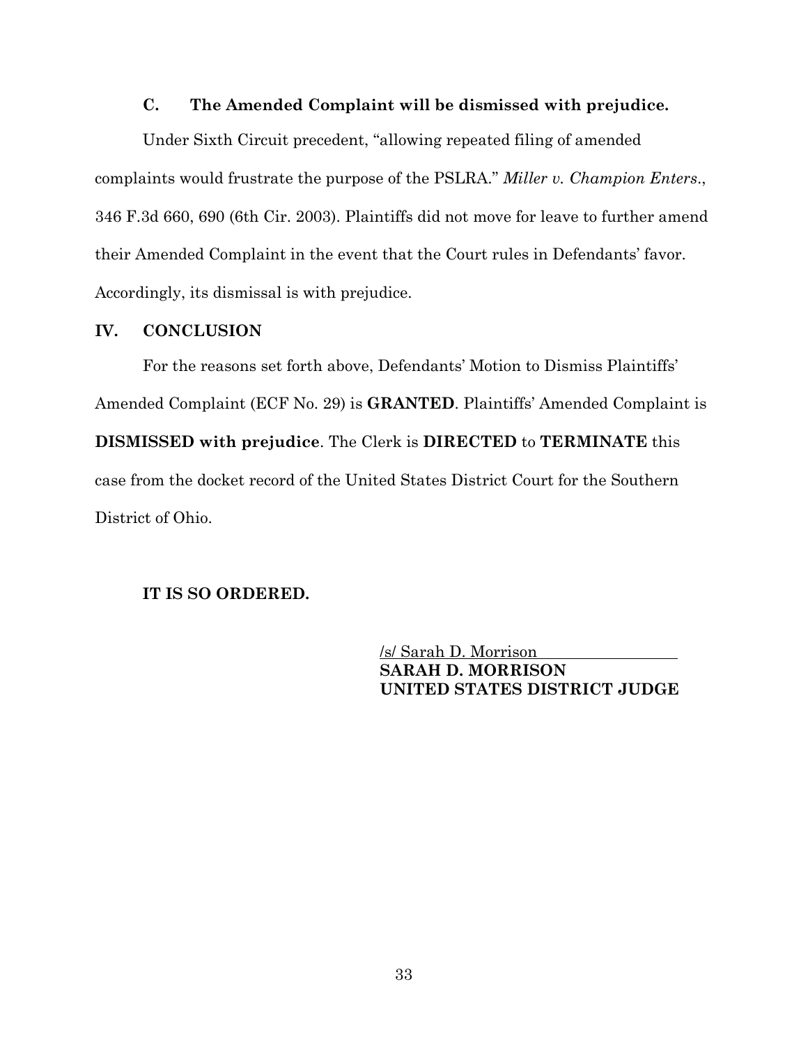### C. The Amended Complaint will be dismissed with prejudice.

Under Sixth Circuit precedent, "allowing repeated filing of amended complaints would frustrate the purpose of the PSLRA." *Miller v. Champion Enters.*, 346 F.3d 660, 690 (6th Cir. 2003). Plaintiffs did not move for leave to further amend their Amended Complaint in the event that the Court rules in Defendants' favor. Accordingly, its dismissal is with prejudice.

## IV. CONCLUSION

For the reasons set forth above, Defendants' Motion to Dismiss Plaintiffs' Amended Complaint (ECF No. 29) is **GRANTED**. Plaintiffs' Amended Complaint is **DISMISSED with prejudice**. The Clerk is **DIRECTED** to **TERMINATE** this case from the docket record of the United States District Court for the Southern District of Ohio.

**IT IS SO ORDERED.**

/s/ Sarah D. Morrison
**SARAH D. MORRISON**
**UNITED STATES DISTRICT JUDGE**